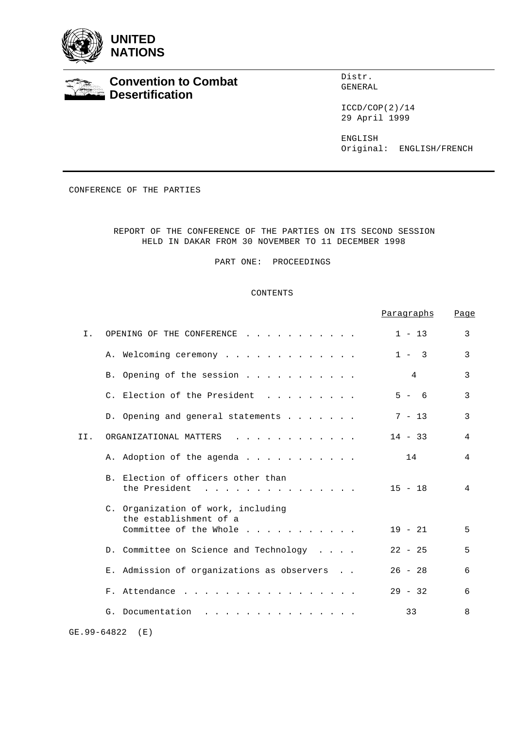**UNITED NATIONS**

**Convention to Combat Desertification**

Distr.
GENERAL

ICCD/COP(2)/14
29 April 1999

ENGLISH
Original: ENGLISH/FRENCH

CONFERENCE OF THE PARTIES

# REPORT OF THE CONFERENCE OF THE PARTIES ON ITS SECOND SESSION HELD IN DAKAR FROM 30 NOVEMBER TO 11 DECEMBER 1998

## PART ONE: PROCEEDINGS

### CONTENTS

| | | Paragraphs | Page |
|---|---|---|---|
| I. | OPENING OF THE CONFERENCE | 1 - 13 | 3 |
| | A. Welcoming ceremony | 1 - 3 | 3 |
| | B. Opening of the session | 4 | 3 |
| | C. Election of the President | 5 - 6 | 3 |
| | D. Opening and general statements | 7 - 13 | 3 |
| II. | ORGANIZATIONAL MATTERS | 14 - 33 | 4 |
| | A. Adoption of the agenda | 14 | 4 |
| | B. Election of officers other than the President | 15 - 18 | 4 |
| | C. Organization of work, including the establishment of a Committee of the Whole | 19 - 21 | 5 |
| | D. Committee on Science and Technology | 22 - 25 | 5 |
| | E. Admission of organizations as observers | 26 - 28 | 6 |
| | F. Attendance | 29 - 32 | 6 |
| | G. Documentation | 33 | 8 |

GE.99-64822 (E)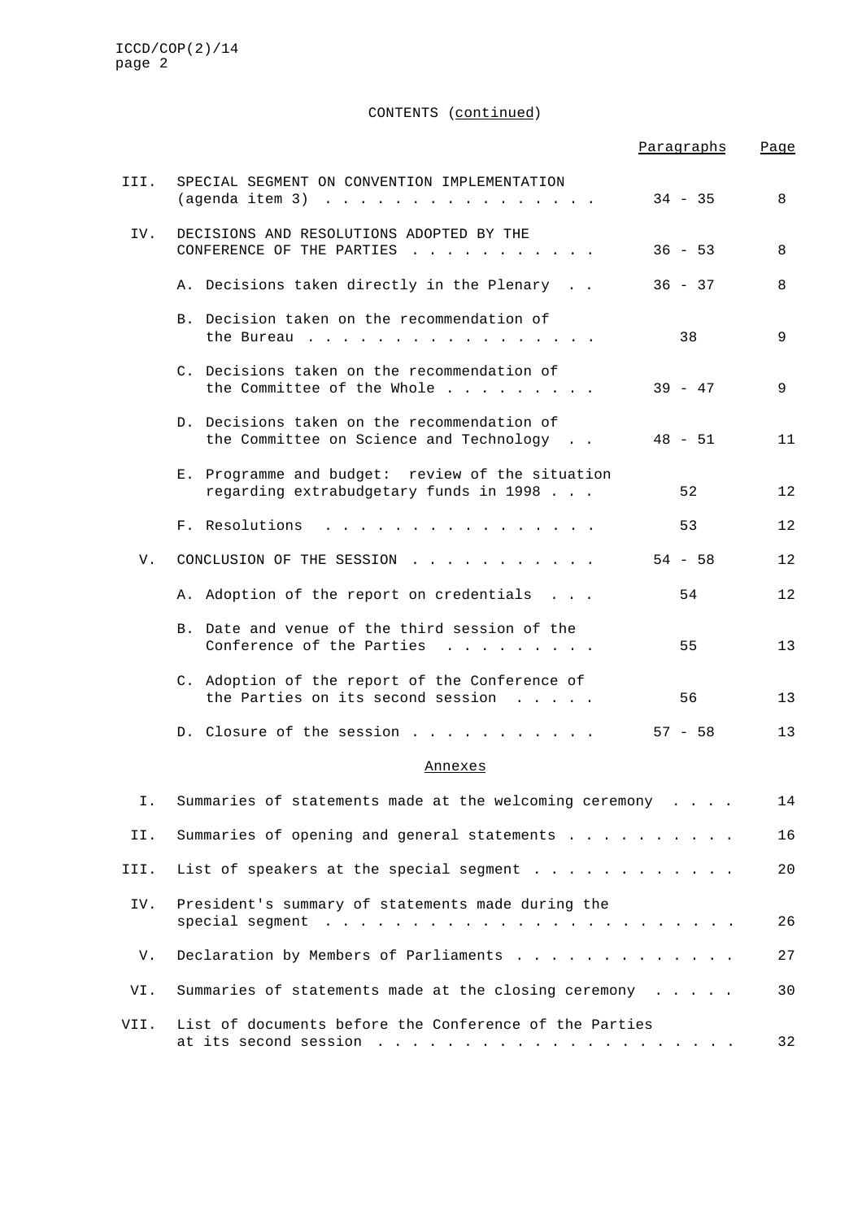CONTENTS (continued)

| | | Paragraphs | Page |
|---|---|---|---|
| III. | SPECIAL SEGMENT ON CONVENTION IMPLEMENTATION (agenda item 3) | 34 - 35 | 8 |
| IV. | DECISIONS AND RESOLUTIONS ADOPTED BY THE CONFERENCE OF THE PARTIES | 36 - 53 | 8 |
| | A. Decisions taken directly in the Plenary | 36 - 37 | 8 |
| | B. Decision taken on the recommendation of the Bureau | 38 | 9 |
| | C. Decisions taken on the recommendation of the Committee of the Whole | 39 - 47 | 9 |
| | D. Decisions taken on the recommendation of the Committee on Science and Technology | 48 - 51 | 11 |
| | E. Programme and budget: review of the situation regarding extrabudgetary funds in 1998 | 52 | 12 |
| | F. Resolutions | 53 | 12 |
| V. | CONCLUSION OF THE SESSION | 54 - 58 | 12 |
| | A. Adoption of the report on credentials | 54 | 12 |
| | B. Date and venue of the third session of the Conference of the Parties | 55 | 13 |
| | C. Adoption of the report of the Conference of the Parties on its second session | 56 | 13 |
| | D. Closure of the session | 57 - 58 | 13 |

Annexes

| | | Page |
|---|---|---|
| I. | Summaries of statements made at the welcoming ceremony | 14 |
| II. | Summaries of opening and general statements | 16 |
| III. | List of speakers at the special segment | 20 |
| IV. | President's summary of statements made during the special segment | 26 |
| V. | Declaration by Members of Parliaments | 27 |
| VI. | Summaries of statements made at the closing ceremony | 30 |
| VII. | List of documents before the Conference of the Parties at its second session | 32 |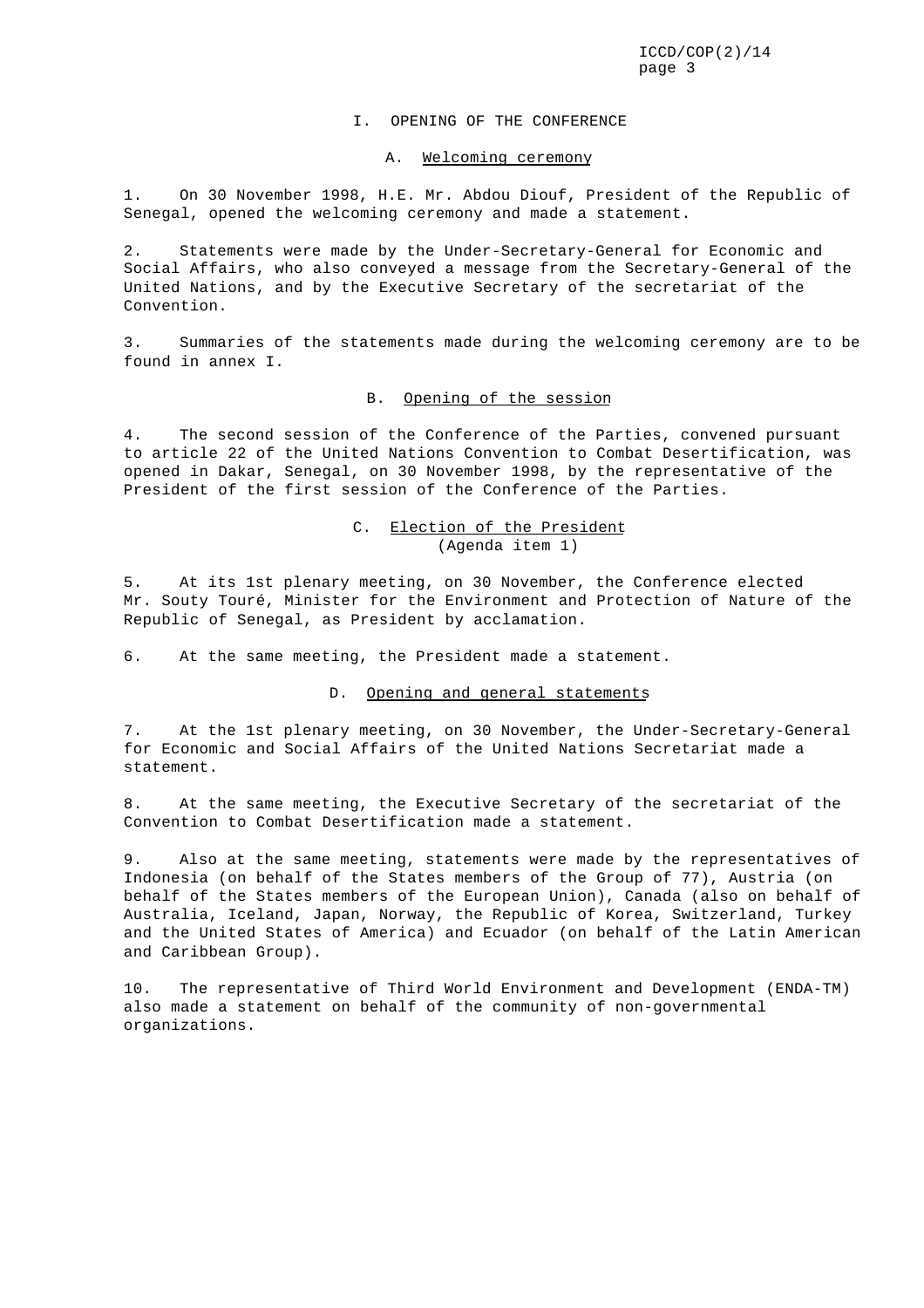# I. OPENING OF THE CONFERENCE

## A. Welcoming ceremony

1. On 30 November 1998, H.E. Mr. Abdou Diouf, President of the Republic of Senegal, opened the welcoming ceremony and made a statement.

2. Statements were made by the Under-Secretary-General for Economic and Social Affairs, who also conveyed a message from the Secretary-General of the United Nations, and by the Executive Secretary of the secretariat of the Convention.

3. Summaries of the statements made during the welcoming ceremony are to be found in annex I.

## B. Opening of the session

4. The second session of the Conference of the Parties, convened pursuant to article 22 of the United Nations Convention to Combat Desertification, was opened in Dakar, Senegal, on 30 November 1998, by the representative of the President of the first session of the Conference of the Parties.

## C. Election of the President
(Agenda item 1)

5. At its 1st plenary meeting, on 30 November, the Conference elected Mr. Souty Touré, Minister for the Environment and Protection of Nature of the Republic of Senegal, as President by acclamation.

6. At the same meeting, the President made a statement.

## D. Opening and general statements

7. At the 1st plenary meeting, on 30 November, the Under-Secretary-General for Economic and Social Affairs of the United Nations Secretariat made a statement.

8. At the same meeting, the Executive Secretary of the secretariat of the Convention to Combat Desertification made a statement.

9. Also at the same meeting, statements were made by the representatives of Indonesia (on behalf of the States members of the Group of 77), Austria (on behalf of the States members of the European Union), Canada (also on behalf of Australia, Iceland, Japan, Norway, the Republic of Korea, Switzerland, Turkey and the United States of America) and Ecuador (on behalf of the Latin American and Caribbean Group).

10. The representative of Third World Environment and Development (ENDA-TM) also made a statement on behalf of the community of non-governmental organizations.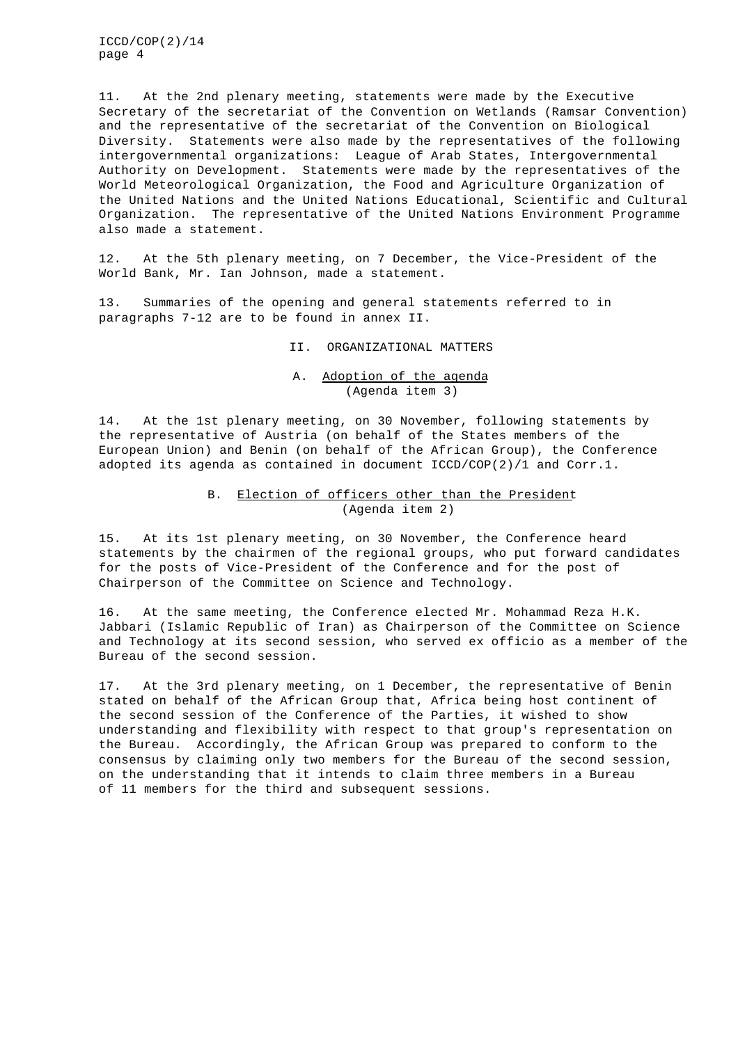11. At the 2nd plenary meeting, statements were made by the Executive Secretary of the secretariat of the Convention on Wetlands (Ramsar Convention) and the representative of the secretariat of the Convention on Biological Diversity. Statements were also made by the representatives of the following intergovernmental organizations: League of Arab States, Intergovernmental Authority on Development. Statements were made by the representatives of the World Meteorological Organization, the Food and Agriculture Organization of the United Nations and the United Nations Educational, Scientific and Cultural Organization. The representative of the United Nations Environment Programme also made a statement.

12. At the 5th plenary meeting, on 7 December, the Vice-President of the World Bank, Mr. Ian Johnson, made a statement.

13. Summaries of the opening and general statements referred to in paragraphs 7-12 are to be found in annex II.

## II. ORGANIZATIONAL MATTERS

### A. Adoption of the agenda (Agenda item 3)

14. At the 1st plenary meeting, on 30 November, following statements by the representative of Austria (on behalf of the States members of the European Union) and Benin (on behalf of the African Group), the Conference adopted its agenda as contained in document ICCD/COP(2)/1 and Corr.1.

### B. Election of officers other than the President (Agenda item 2)

15. At its 1st plenary meeting, on 30 November, the Conference heard statements by the chairmen of the regional groups, who put forward candidates for the posts of Vice-President of the Conference and for the post of Chairperson of the Committee on Science and Technology.

16. At the same meeting, the Conference elected Mr. Mohammad Reza H.K. Jabbari (Islamic Republic of Iran) as Chairperson of the Committee on Science and Technology at its second session, who served ex officio as a member of the Bureau of the second session.

17. At the 3rd plenary meeting, on 1 December, the representative of Benin stated on behalf of the African Group that, Africa being host continent of the second session of the Conference of the Parties, it wished to show understanding and flexibility with respect to that group's representation on the Bureau. Accordingly, the African Group was prepared to conform to the consensus by claiming only two members for the Bureau of the second session, on the understanding that it intends to claim three members in a Bureau of 11 members for the third and subsequent sessions.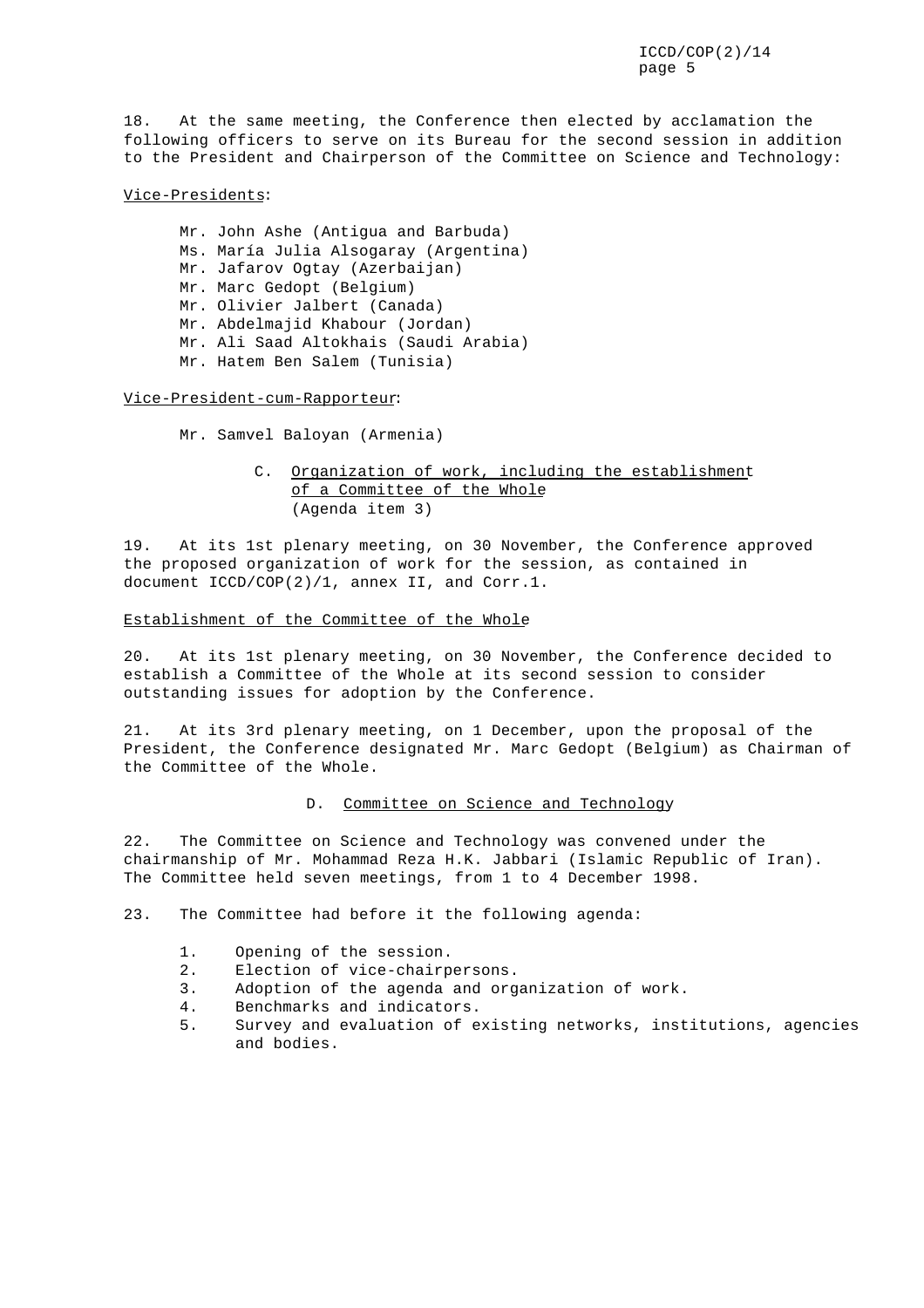18. At the same meeting, the Conference then elected by acclamation the following officers to serve on its Bureau for the second session in addition to the President and Chairperson of the Committee on Science and Technology:

Vice-Presidents:

Mr. John Ashe (Antigua and Barbuda)
Ms. María Julia Alsogaray (Argentina)
Mr. Jafarov Ogtay (Azerbaijan)
Mr. Marc Gedopt (Belgium)
Mr. Olivier Jalbert (Canada)
Mr. Abdelmajid Khabour (Jordan)
Mr. Ali Saad Altokhais (Saudi Arabia)
Mr. Hatem Ben Salem (Tunisia)

Vice-President-cum-Rapporteur:

Mr. Samvel Baloyan (Armenia)

### C. Organization of work, including the establishment of a Committee of the Whole (Agenda item 3)

19. At its 1st plenary meeting, on 30 November, the Conference approved the proposed organization of work for the session, as contained in document ICCD/COP(2)/1, annex II, and Corr.1.

Establishment of the Committee of the Whole

20. At its 1st plenary meeting, on 30 November, the Conference decided to establish a Committee of the Whole at its second session to consider outstanding issues for adoption by the Conference.

21. At its 3rd plenary meeting, on 1 December, upon the proposal of the President, the Conference designated Mr. Marc Gedopt (Belgium) as Chairman of the Committee of the Whole.

### D. Committee on Science and Technology

22. The Committee on Science and Technology was convened under the chairmanship of Mr. Mohammad Reza H.K. Jabbari (Islamic Republic of Iran). The Committee held seven meetings, from 1 to 4 December 1998.

23. The Committee had before it the following agenda:

1. Opening of the session.
2. Election of vice-chairpersons.
3. Adoption of the agenda and organization of work.
4. Benchmarks and indicators.
5. Survey and evaluation of existing networks, institutions, agencies and bodies.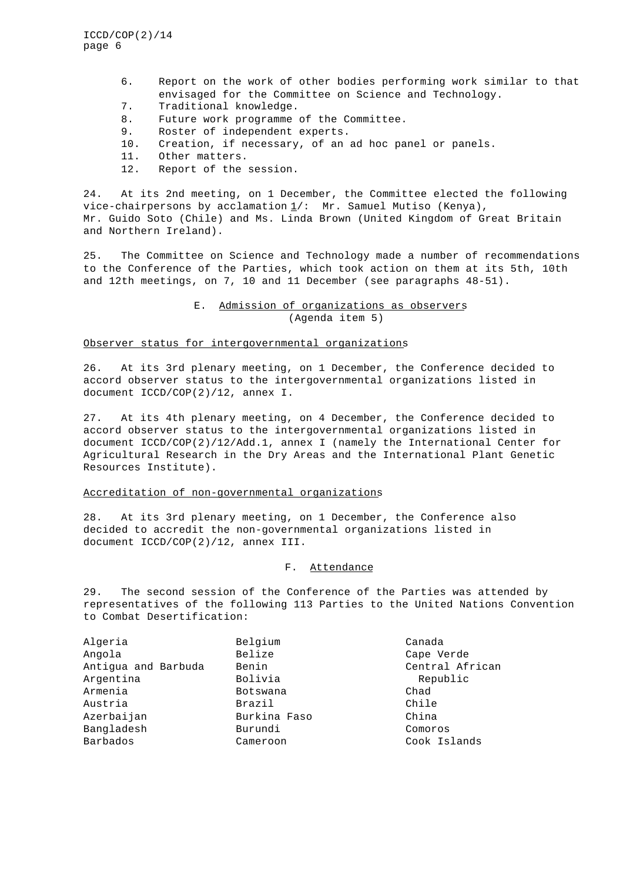6. Report on the work of other bodies performing work similar to that envisaged for the Committee on Science and Technology.
7. Traditional knowledge.
8. Future work programme of the Committee.
9. Roster of independent experts.
10. Creation, if necessary, of an ad hoc panel or panels.
11. Other matters.
12. Report of the session.

24. At its 2nd meeting, on 1 December, the Committee elected the following vice-chairpersons by acclamation 1/: Mr. Samuel Mutiso (Kenya), Mr. Guido Soto (Chile) and Ms. Linda Brown (United Kingdom of Great Britain and Northern Ireland).

25. The Committee on Science and Technology made a number of recommendations to the Conference of the Parties, which took action on them at its 5th, 10th and 12th meetings, on 7, 10 and 11 December (see paragraphs 48-51).

## E. Admission of organizations as observers (Agenda item 5)

### Observer status for intergovernmental organizations

26. At its 3rd plenary meeting, on 1 December, the Conference decided to accord observer status to the intergovernmental organizations listed in document ICCD/COP(2)/12, annex I.

27. At its 4th plenary meeting, on 4 December, the Conference decided to accord observer status to the intergovernmental organizations listed in document ICCD/COP(2)/12/Add.1, annex I (namely the International Center for Agricultural Research in the Dry Areas and the International Plant Genetic Resources Institute).

### Accreditation of non-governmental organizations

28. At its 3rd plenary meeting, on 1 December, the Conference also decided to accredit the non-governmental organizations listed in document ICCD/COP(2)/12, annex III.

## F. Attendance

29. The second session of the Conference of the Parties was attended by representatives of the following 113 Parties to the United Nations Convention to Combat Desertification:

Algeria
Angola
Antigua and Barbuda
Argentina
Armenia
Austria
Azerbaijan
Bangladesh
Barbados
Belgium
Belize
Benin
Bolivia
Botswana
Brazil
Burkina Faso
Burundi
Cameroon
Canada
Cape Verde
Central African Republic
Chad
Chile
China
Comoros
Cook Islands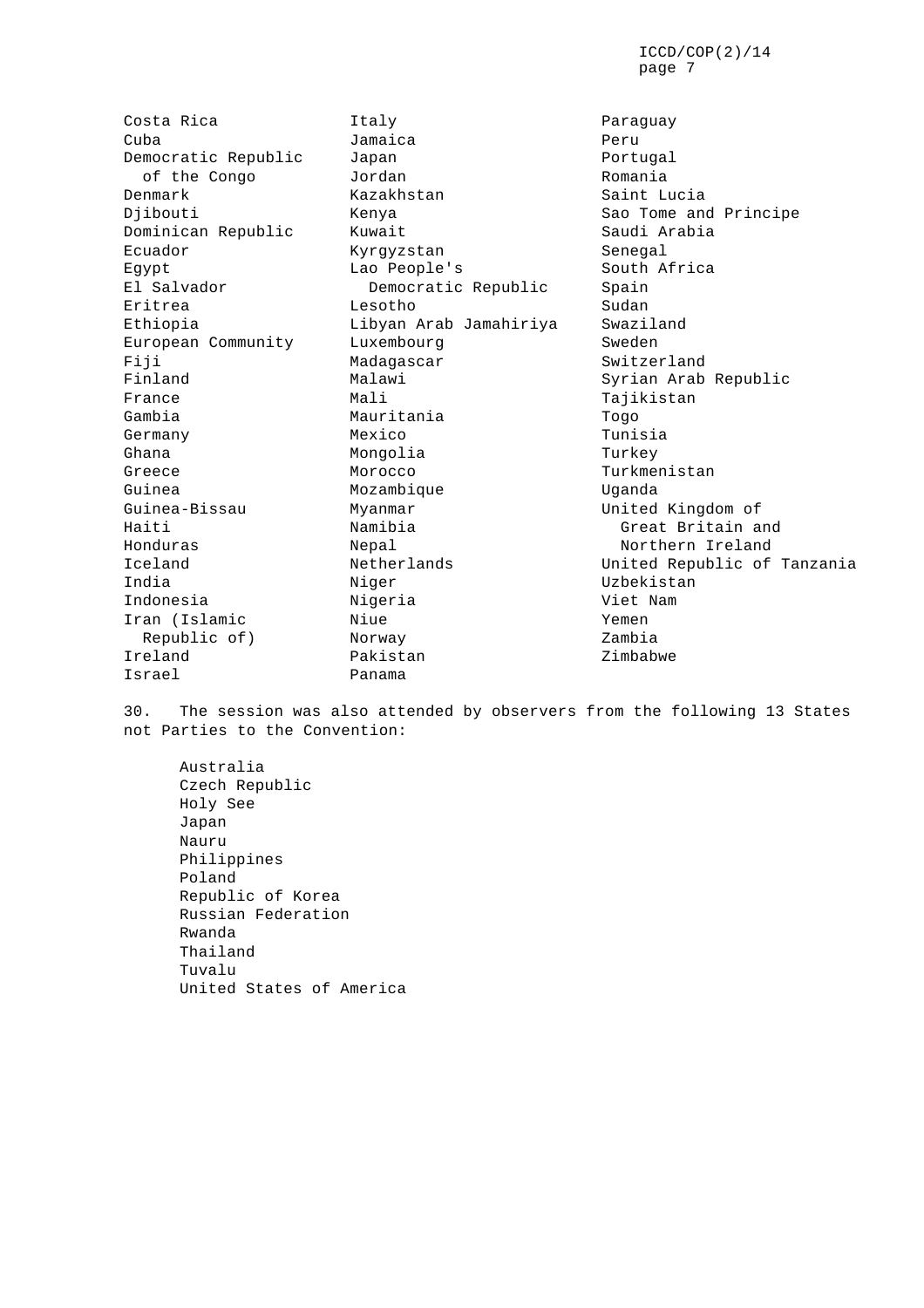Costa Rica
Cuba
Democratic Republic of the Congo
Denmark
Djibouti
Dominican Republic
Ecuador
Egypt
El Salvador
Eritrea
Ethiopia
European Community
Fiji
Finland
France
Gambia
Germany
Ghana
Greece
Guinea
Guinea-Bissau
Haiti
Honduras
Iceland
India
Indonesia
Iran (Islamic Republic of)
Ireland
Israel
Italy
Jamaica
Japan
Jordan
Kazakhstan
Kenya
Kuwait
Kyrgyzstan
Lao People's Democratic Republic
Lesotho
Libyan Arab Jamahiriya
Luxembourg
Madagascar
Malawi
Mali
Mauritania
Mexico
Mongolia
Morocco
Mozambique
Myanmar
Namibia
Nepal
Netherlands
Niger
Nigeria
Niue
Norway
Pakistan
Panama
Paraguay
Peru
Portugal
Romania
Saint Lucia
Sao Tome and Principe
Saudi Arabia
Senegal
South Africa
Spain
Sudan
Swaziland
Sweden
Switzerland
Syrian Arab Republic
Tajikistan
Togo
Tunisia
Turkey
Turkmenistan
Uganda
United Kingdom of Great Britain and Northern Ireland
United Republic of Tanzania
Uzbekistan
Viet Nam
Yemen
Zambia
Zimbabwe

30. The session was also attended by observers from the following 13 States not Parties to the Convention:

Australia
Czech Republic
Holy See
Japan
Nauru
Philippines
Poland
Republic of Korea
Russian Federation
Rwanda
Thailand
Tuvalu
United States of America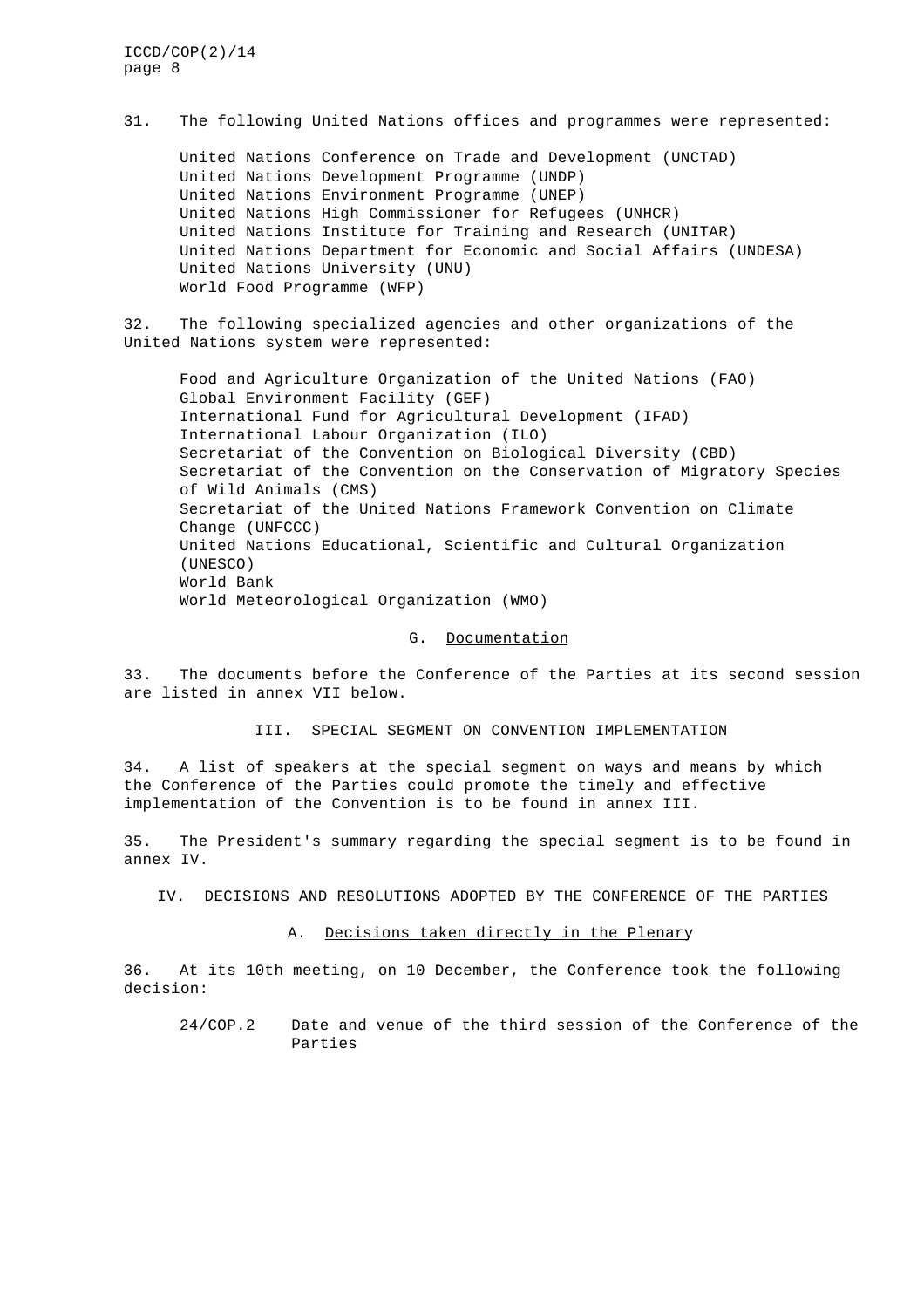31. The following United Nations offices and programmes were represented:

- United Nations Conference on Trade and Development (UNCTAD)
- United Nations Development Programme (UNDP)
- United Nations Environment Programme (UNEP)
- United Nations High Commissioner for Refugees (UNHCR)
- United Nations Institute for Training and Research (UNITAR)
- United Nations Department for Economic and Social Affairs (UNDESA)
- United Nations University (UNU)
- World Food Programme (WFP)

32. The following specialized agencies and other organizations of the United Nations system were represented:

- Food and Agriculture Organization of the United Nations (FAO)
- Global Environment Facility (GEF)
- International Fund for Agricultural Development (IFAD)
- International Labour Organization (ILO)
- Secretariat of the Convention on Biological Diversity (CBD)
- Secretariat of the Convention on the Conservation of Migratory Species of Wild Animals (CMS)
- Secretariat of the United Nations Framework Convention on Climate Change (UNFCCC)
- United Nations Educational, Scientific and Cultural Organization (UNESCO)
- World Bank
- World Meteorological Organization (WMO)

### G. Documentation

33. The documents before the Conference of the Parties at its second session are listed in annex VII below.

## III. SPECIAL SEGMENT ON CONVENTION IMPLEMENTATION

34. A list of speakers at the special segment on ways and means by which the Conference of the Parties could promote the timely and effective implementation of the Convention is to be found in annex III.

35. The President's summary regarding the special segment is to be found in annex IV.

## IV. DECISIONS AND RESOLUTIONS ADOPTED BY THE CONFERENCE OF THE PARTIES

### A. Decisions taken directly in the Plenary

36. At its 10th meeting, on 10 December, the Conference took the following decision:

24/COP.2 Date and venue of the third session of the Conference of the Parties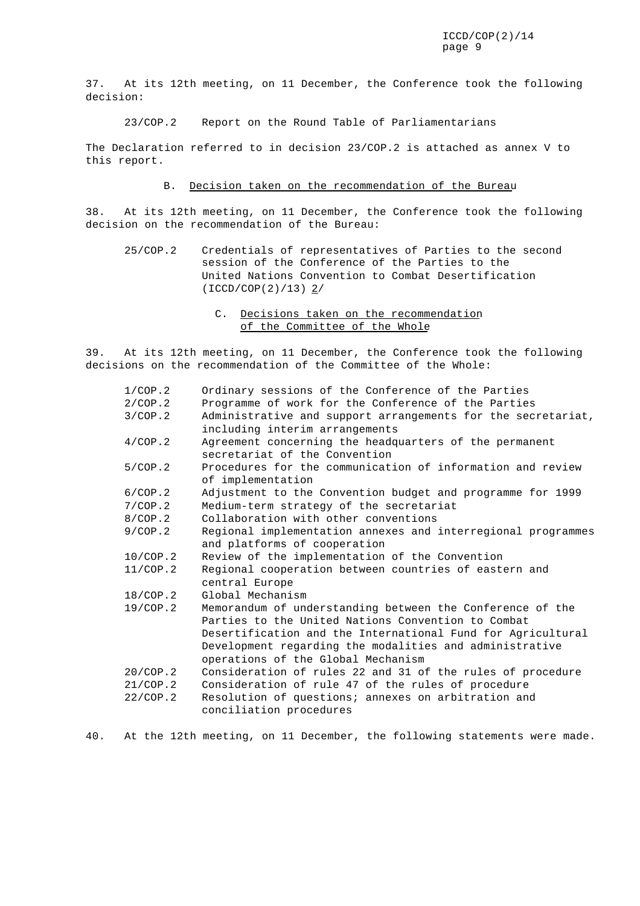37. At its 12th meeting, on 11 December, the Conference took the following decision:

23/COP.2 Report on the Round Table of Parliamentarians

The Declaration referred to in decision 23/COP.2 is attached as annex V to this report.

### B. Decision taken on the recommendation of the Bureau

38. At its 12th meeting, on 11 December, the Conference took the following decision on the recommendation of the Bureau:

25/COP.2 Credentials of representatives of Parties to the second session of the Conference of the Parties to the United Nations Convention to Combat Desertification (ICCD/COP(2)/13) 2/

### C. Decisions taken on the recommendation of the Committee of the Whole

39. At its 12th meeting, on 11 December, the Conference took the following decisions on the recommendation of the Committee of the Whole:

- 1/COP.2 Ordinary sessions of the Conference of the Parties
- 2/COP.2 Programme of work for the Conference of the Parties
- 3/COP.2 Administrative and support arrangements for the secretariat, including interim arrangements
- 4/COP.2 Agreement concerning the headquarters of the permanent secretariat of the Convention
- 5/COP.2 Procedures for the communication of information and review of implementation
- 6/COP.2 Adjustment to the Convention budget and programme for 1999
- 7/COP.2 Medium-term strategy of the secretariat
- 8/COP.2 Collaboration with other conventions
- 9/COP.2 Regional implementation annexes and interregional programmes and platforms of cooperation
- 10/COP.2 Review of the implementation of the Convention
- 11/COP.2 Regional cooperation between countries of eastern and central Europe
- 18/COP.2 Global Mechanism
- 19/COP.2 Memorandum of understanding between the Conference of the Parties to the United Nations Convention to Combat Desertification and the International Fund for Agricultural Development regarding the modalities and administrative operations of the Global Mechanism
- 20/COP.2 Consideration of rules 22 and 31 of the rules of procedure
- 21/COP.2 Consideration of rule 47 of the rules of procedure
- 22/COP.2 Resolution of questions; annexes on arbitration and conciliation procedures

40. At the 12th meeting, on 11 December, the following statements were made.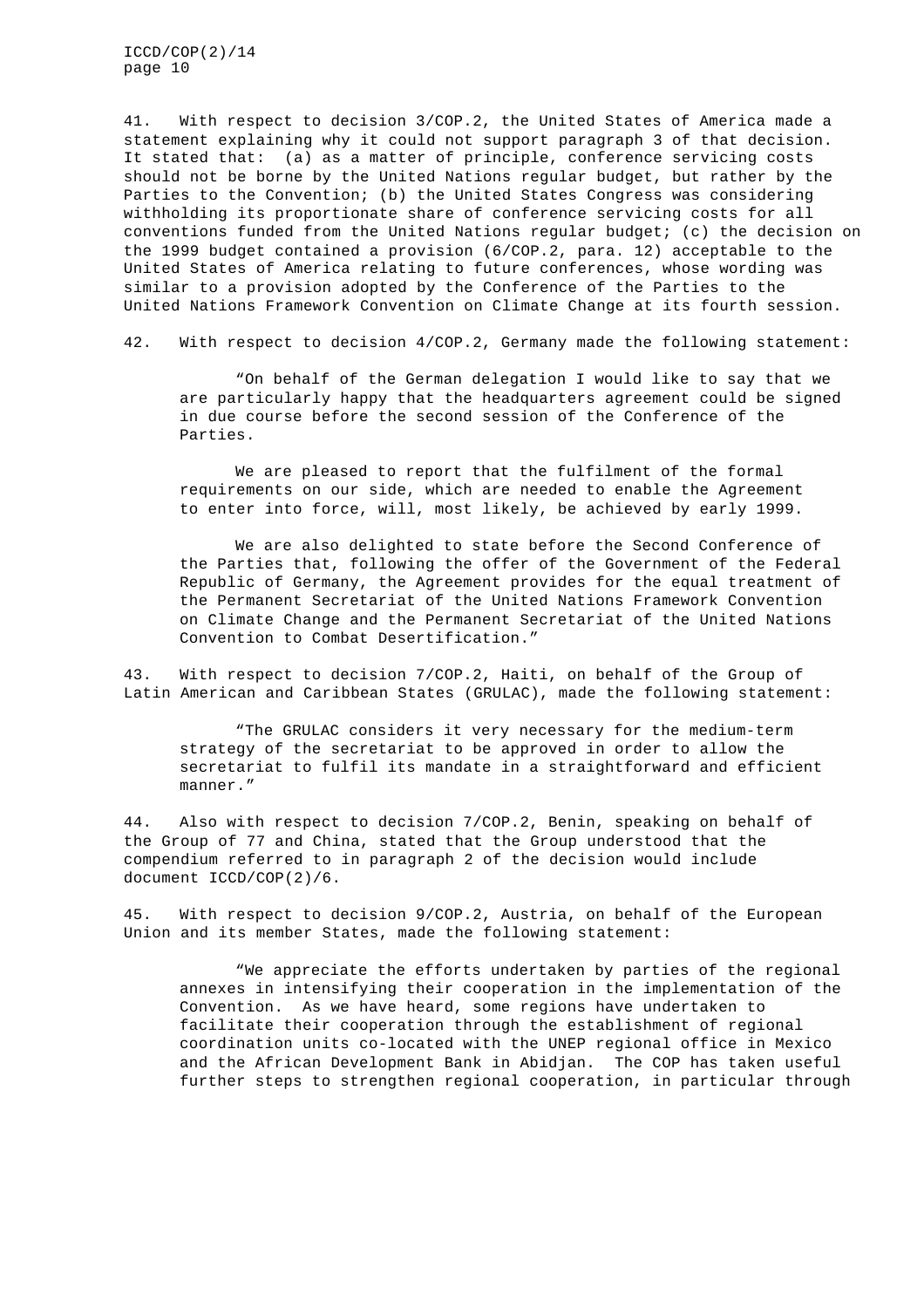41. With respect to decision 3/COP.2, the United States of America made a statement explaining why it could not support paragraph 3 of that decision. It stated that: (a) as a matter of principle, conference servicing costs should not be borne by the United Nations regular budget, but rather by the Parties to the Convention; (b) the United States Congress was considering withholding its proportionate share of conference servicing costs for all conventions funded from the United Nations regular budget; (c) the decision on the 1999 budget contained a provision (6/COP.2, para. 12) acceptable to the United States of America relating to future conferences, whose wording was similar to a provision adopted by the Conference of the Parties to the United Nations Framework Convention on Climate Change at its fourth session.

42. With respect to decision 4/COP.2, Germany made the following statement:

> "On behalf of the German delegation I would like to say that we are particularly happy that the headquarters agreement could be signed in due course before the second session of the Conference of the Parties.
>
> We are pleased to report that the fulfilment of the formal requirements on our side, which are needed to enable the Agreement to enter into force, will, most likely, be achieved by early 1999.
>
> We are also delighted to state before the Second Conference of the Parties that, following the offer of the Government of the Federal Republic of Germany, the Agreement provides for the equal treatment of the Permanent Secretariat of the United Nations Framework Convention on Climate Change and the Permanent Secretariat of the United Nations Convention to Combat Desertification."

43. With respect to decision 7/COP.2, Haiti, on behalf of the Group of Latin American and Caribbean States (GRULAC), made the following statement:

> "The GRULAC considers it very necessary for the medium-term strategy of the secretariat to be approved in order to allow the secretariat to fulfil its mandate in a straightforward and efficient manner."

44. Also with respect to decision 7/COP.2, Benin, speaking on behalf of the Group of 77 and China, stated that the Group understood that the compendium referred to in paragraph 2 of the decision would include document ICCD/COP(2)/6.

45. With respect to decision 9/COP.2, Austria, on behalf of the European Union and its member States, made the following statement:

> "We appreciate the efforts undertaken by parties of the regional annexes in intensifying their cooperation in the implementation of the Convention. As we have heard, some regions have undertaken to facilitate their cooperation through the establishment of regional coordination units co-located with the UNEP regional office in Mexico and the African Development Bank in Abidjan. The COP has taken useful further steps to strengthen regional cooperation, in particular through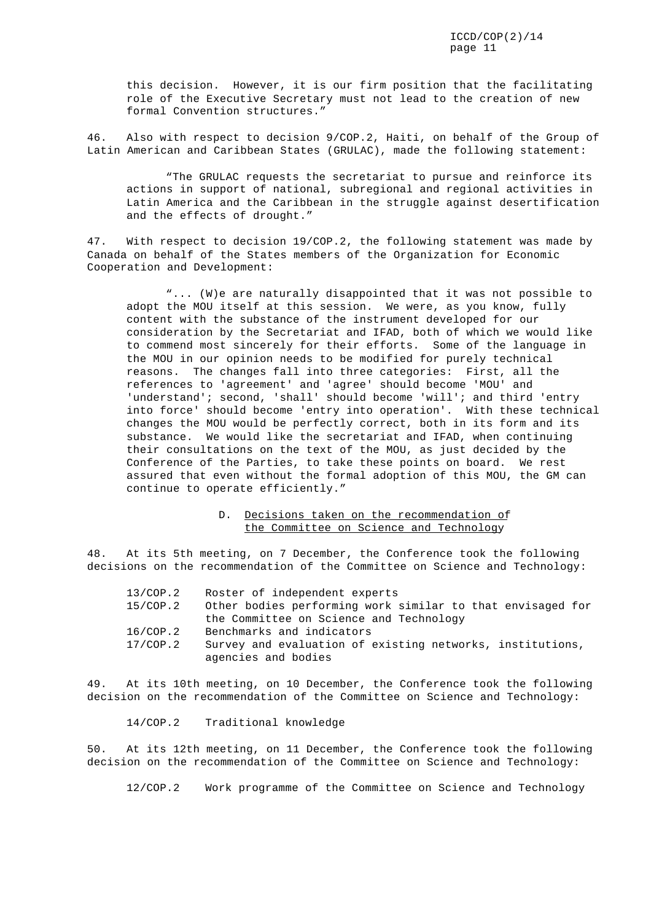this decision. However, it is our firm position that the facilitating role of the Executive Secretary must not lead to the creation of new formal Convention structures."

46. Also with respect to decision 9/COP.2, Haiti, on behalf of the Group of Latin American and Caribbean States (GRULAC), made the following statement:

> "The GRULAC requests the secretariat to pursue and reinforce its actions in support of national, subregional and regional activities in Latin America and the Caribbean in the struggle against desertification and the effects of drought."

47. With respect to decision 19/COP.2, the following statement was made by Canada on behalf of the States members of the Organization for Economic Cooperation and Development:

> "... (W)e are naturally disappointed that it was not possible to adopt the MOU itself at this session. We were, as you know, fully content with the substance of the instrument developed for our consideration by the Secretariat and IFAD, both of which we would like to commend most sincerely for their efforts. Some of the language in the MOU in our opinion needs to be modified for purely technical reasons. The changes fall into three categories: First, all the references to 'agreement' and 'agree' should become 'MOU' and 'understand'; second, 'shall' should become 'will'; and third 'entry into force' should become 'entry into operation'. With these technical changes the MOU would be perfectly correct, both in its form and its substance. We would like the secretariat and IFAD, when continuing their consultations on the text of the MOU, as just decided by the Conference of the Parties, to take these points on board. We rest assured that even without the formal adoption of this MOU, the GM can continue to operate efficiently."

## D. Decisions taken on the recommendation of the Committee on Science and Technology

48. At its 5th meeting, on 7 December, the Conference took the following decisions on the recommendation of the Committee on Science and Technology:

| | |
|---|---|
| 13/COP.2 | Roster of independent experts |
| 15/COP.2 | Other bodies performing work similar to that envisaged for the Committee on Science and Technology |
| 16/COP.2 | Benchmarks and indicators |
| 17/COP.2 | Survey and evaluation of existing networks, institutions, agencies and bodies |

49. At its 10th meeting, on 10 December, the Conference took the following decision on the recommendation of the Committee on Science and Technology:

14/COP.2 Traditional knowledge

50. At its 12th meeting, on 11 December, the Conference took the following decision on the recommendation of the Committee on Science and Technology:

12/COP.2 Work programme of the Committee on Science and Technology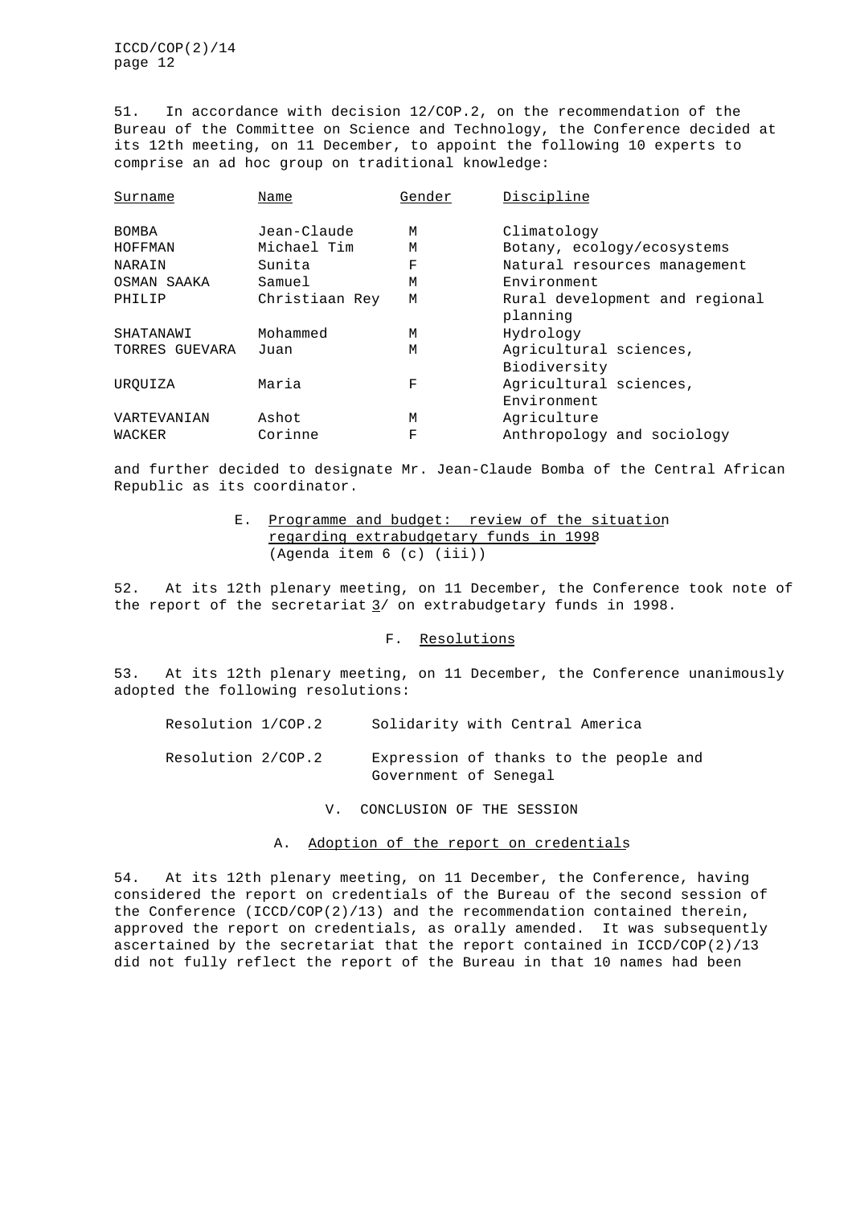51. In accordance with decision 12/COP.2, on the recommendation of the Bureau of the Committee on Science and Technology, the Conference decided at its 12th meeting, on 11 December, to appoint the following 10 experts to comprise an ad hoc group on traditional knowledge:

| Surname | Name | Gender | Discipline |
|---|---|---|---|
| BOMBA | Jean-Claude | M | Climatology |
| HOFFMAN | Michael Tim | M | Botany, ecology/ecosystems |
| NARAIN | Sunita | F | Natural resources management |
| OSMAN SAAKA | Samuel | M | Environment |
| PHILIP | Christiaan Rey | M | Rural development and regional planning |
| SHATANAWI | Mohammed | M | Hydrology |
| TORRES GUEVARA | Juan | M | Agricultural sciences, Biodiversity |
| URQUIZA | Maria | F | Agricultural sciences, Environment |
| VARTEVANIAN | Ashot | M | Agriculture |
| WACKER | Corinne | F | Anthropology and sociology |

and further decided to designate Mr. Jean-Claude Bomba of the Central African Republic as its coordinator.

### E. Programme and budget: review of the situation regarding extrabudgetary funds in 1998 (Agenda item 6 (c) (iii))

52. At its 12th plenary meeting, on 11 December, the Conference took note of the report of the secretariat 3/ on extrabudgetary funds in 1998.

### F. Resolutions

53. At its 12th plenary meeting, on 11 December, the Conference unanimously adopted the following resolutions:

Resolution 1/COP.2 Solidarity with Central America

Resolution 2/COP.2 Expression of thanks to the people and Government of Senegal

## V. CONCLUSION OF THE SESSION

### A. Adoption of the report on credentials

54. At its 12th plenary meeting, on 11 December, the Conference, having considered the report on credentials of the Bureau of the second session of the Conference (ICCD/COP(2)/13) and the recommendation contained therein, approved the report on credentials, as orally amended. It was subsequently ascertained by the secretariat that the report contained in ICCD/COP(2)/13 did not fully reflect the report of the Bureau in that 10 names had been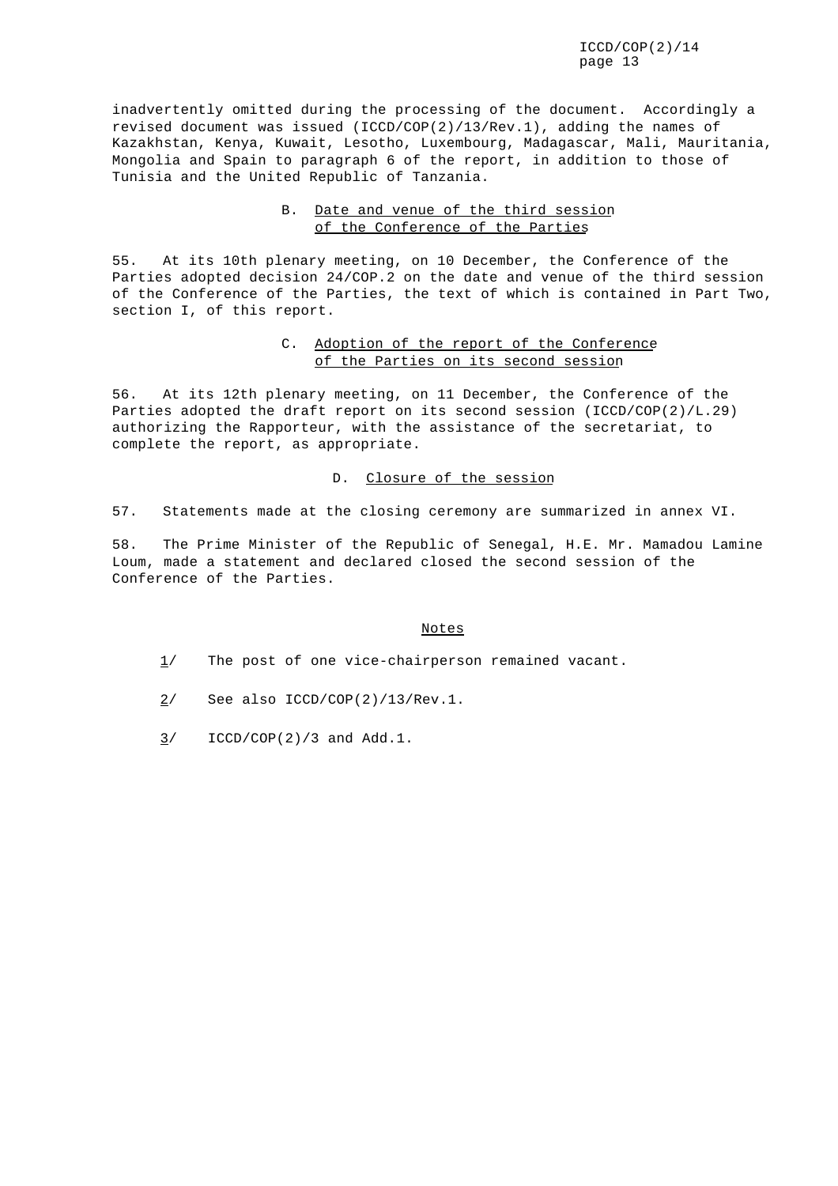inadvertently omitted during the processing of the document. Accordingly a revised document was issued (ICCD/COP(2)/13/Rev.1), adding the names of Kazakhstan, Kenya, Kuwait, Lesotho, Luxembourg, Madagascar, Mali, Mauritania, Mongolia and Spain to paragraph 6 of the report, in addition to those of Tunisia and the United Republic of Tanzania.

### B. Date and venue of the third session of the Conference of the Parties

55. At its 10th plenary meeting, on 10 December, the Conference of the Parties adopted decision 24/COP.2 on the date and venue of the third session of the Conference of the Parties, the text of which is contained in Part Two, section I, of this report.

### C. Adoption of the report of the Conference of the Parties on its second session

56. At its 12th plenary meeting, on 11 December, the Conference of the Parties adopted the draft report on its second session (ICCD/COP(2)/L.29) authorizing the Rapporteur, with the assistance of the secretariat, to complete the report, as appropriate.

### D. Closure of the session

57. Statements made at the closing ceremony are summarized in annex VI.

58. The Prime Minister of the Republic of Senegal, H.E. Mr. Mamadou Lamine Loum, made a statement and declared closed the second session of the Conference of the Parties.

## Notes

1/ The post of one vice-chairperson remained vacant.

2/ See also ICCD/COP(2)/13/Rev.1.

3/ ICCD/COP(2)/3 and Add.1.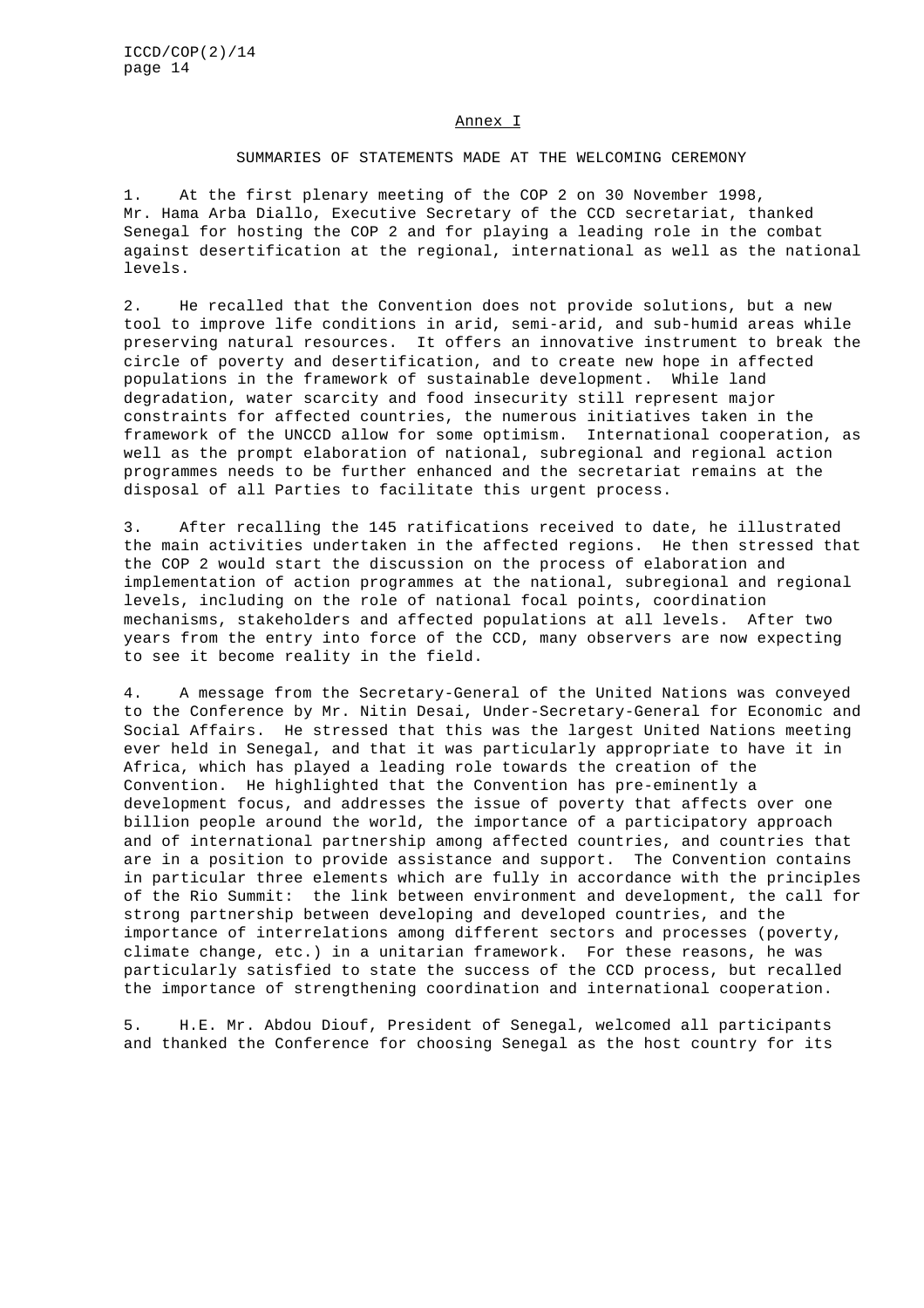## Annex I

### SUMMARIES OF STATEMENTS MADE AT THE WELCOMING CEREMONY

1. At the first plenary meeting of the COP 2 on 30 November 1998, Mr. Hama Arba Diallo, Executive Secretary of the CCD secretariat, thanked Senegal for hosting the COP 2 and for playing a leading role in the combat against desertification at the regional, international as well as the national levels.

2. He recalled that the Convention does not provide solutions, but a new tool to improve life conditions in arid, semi-arid, and sub-humid areas while preserving natural resources. It offers an innovative instrument to break the circle of poverty and desertification, and to create new hope in affected populations in the framework of sustainable development. While land degradation, water scarcity and food insecurity still represent major constraints for affected countries, the numerous initiatives taken in the framework of the UNCCD allow for some optimism. International cooperation, as well as the prompt elaboration of national, subregional and regional action programmes needs to be further enhanced and the secretariat remains at the disposal of all Parties to facilitate this urgent process.

3. After recalling the 145 ratifications received to date, he illustrated the main activities undertaken in the affected regions. He then stressed that the COP 2 would start the discussion on the process of elaboration and implementation of action programmes at the national, subregional and regional levels, including on the role of national focal points, coordination mechanisms, stakeholders and affected populations at all levels. After two years from the entry into force of the CCD, many observers are now expecting to see it become reality in the field.

4. A message from the Secretary-General of the United Nations was conveyed to the Conference by Mr. Nitin Desai, Under-Secretary-General for Economic and Social Affairs. He stressed that this was the largest United Nations meeting ever held in Senegal, and that it was particularly appropriate to have it in Africa, which has played a leading role towards the creation of the Convention. He highlighted that the Convention has pre-eminently a development focus, and addresses the issue of poverty that affects over one billion people around the world, the importance of a participatory approach and of international partnership among affected countries, and countries that are in a position to provide assistance and support. The Convention contains in particular three elements which are fully in accordance with the principles of the Rio Summit: the link between environment and development, the call for strong partnership between developing and developed countries, and the importance of interrelations among different sectors and processes (poverty, climate change, etc.) in a unitarian framework. For these reasons, he was particularly satisfied to state the success of the CCD process, but recalled the importance of strengthening coordination and international cooperation.

5. H.E. Mr. Abdou Diouf, President of Senegal, welcomed all participants and thanked the Conference for choosing Senegal as the host country for its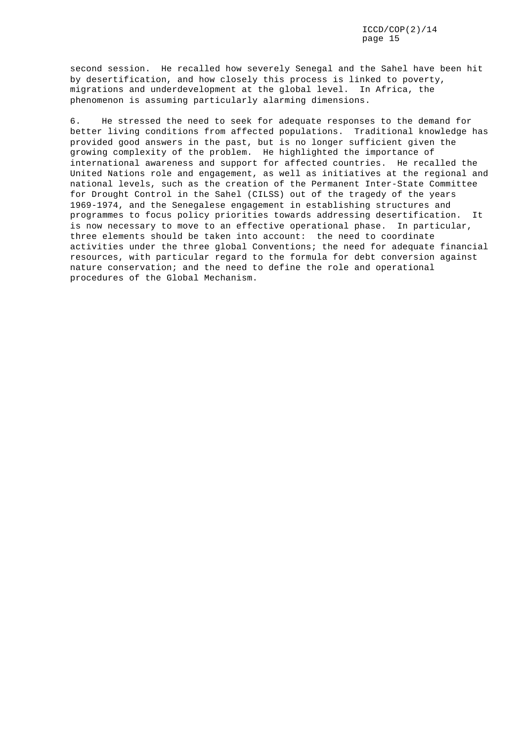second session. He recalled how severely Senegal and the Sahel have been hit by desertification, and how closely this process is linked to poverty, migrations and underdevelopment at the global level. In Africa, the phenomenon is assuming particularly alarming dimensions.

6. He stressed the need to seek for adequate responses to the demand for better living conditions from affected populations. Traditional knowledge has provided good answers in the past, but is no longer sufficient given the growing complexity of the problem. He highlighted the importance of international awareness and support for affected countries. He recalled the United Nations role and engagement, as well as initiatives at the regional and national levels, such as the creation of the Permanent Inter-State Committee for Drought Control in the Sahel (CILSS) out of the tragedy of the years 1969-1974, and the Senegalese engagement in establishing structures and programmes to focus policy priorities towards addressing desertification. It is now necessary to move to an effective operational phase. In particular, three elements should be taken into account: the need to coordinate activities under the three global Conventions; the need for adequate financial resources, with particular regard to the formula for debt conversion against nature conservation; and the need to define the role and operational procedures of the Global Mechanism.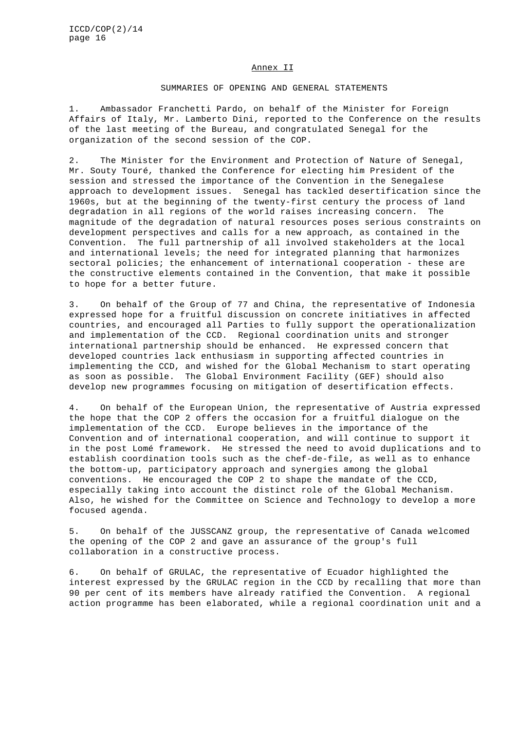## Annex II

### SUMMARIES OF OPENING AND GENERAL STATEMENTS

1. Ambassador Franchetti Pardo, on behalf of the Minister for Foreign Affairs of Italy, Mr. Lamberto Dini, reported to the Conference on the results of the last meeting of the Bureau, and congratulated Senegal for the organization of the second session of the COP.

2. The Minister for the Environment and Protection of Nature of Senegal, Mr. Souty Touré, thanked the Conference for electing him President of the session and stressed the importance of the Convention in the Senegalese approach to development issues. Senegal has tackled desertification since the 1960s, but at the beginning of the twenty-first century the process of land degradation in all regions of the world raises increasing concern. The magnitude of the degradation of natural resources poses serious constraints on development perspectives and calls for a new approach, as contained in the Convention. The full partnership of all involved stakeholders at the local and international levels; the need for integrated planning that harmonizes sectoral policies; the enhancement of international cooperation - these are the constructive elements contained in the Convention, that make it possible to hope for a better future.

3. On behalf of the Group of 77 and China, the representative of Indonesia expressed hope for a fruitful discussion on concrete initiatives in affected countries, and encouraged all Parties to fully support the operationalization and implementation of the CCD. Regional coordination units and stronger international partnership should be enhanced. He expressed concern that developed countries lack enthusiasm in supporting affected countries in implementing the CCD, and wished for the Global Mechanism to start operating as soon as possible. The Global Environment Facility (GEF) should also develop new programmes focusing on mitigation of desertification effects.

4. On behalf of the European Union, the representative of Austria expressed the hope that the COP 2 offers the occasion for a fruitful dialogue on the implementation of the CCD. Europe believes in the importance of the Convention and of international cooperation, and will continue to support it in the post Lomé framework. He stressed the need to avoid duplications and to establish coordination tools such as the chef-de-file, as well as to enhance the bottom-up, participatory approach and synergies among the global conventions. He encouraged the COP 2 to shape the mandate of the CCD, especially taking into account the distinct role of the Global Mechanism. Also, he wished for the Committee on Science and Technology to develop a more focused agenda.

5. On behalf of the JUSSCANZ group, the representative of Canada welcomed the opening of the COP 2 and gave an assurance of the group's full collaboration in a constructive process.

6. On behalf of GRULAC, the representative of Ecuador highlighted the interest expressed by the GRULAC region in the CCD by recalling that more than 90 per cent of its members have already ratified the Convention. A regional action programme has been elaborated, while a regional coordination unit and a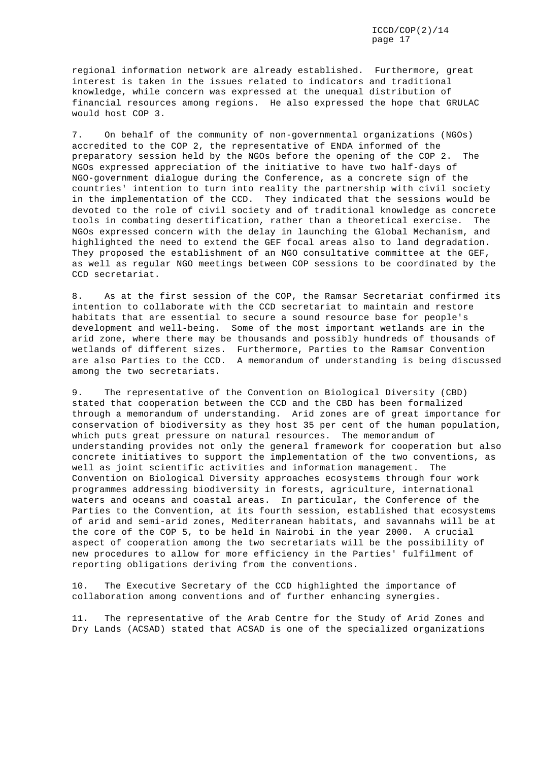regional information network are already established. Furthermore, great interest is taken in the issues related to indicators and traditional knowledge, while concern was expressed at the unequal distribution of financial resources among regions. He also expressed the hope that GRULAC would host COP 3.

7. On behalf of the community of non-governmental organizations (NGOs) accredited to the COP 2, the representative of ENDA informed of the preparatory session held by the NGOs before the opening of the COP 2. The NGOs expressed appreciation of the initiative to have two half-days of NGO-government dialogue during the Conference, as a concrete sign of the countries' intention to turn into reality the partnership with civil society in the implementation of the CCD. They indicated that the sessions would be devoted to the role of civil society and of traditional knowledge as concrete tools in combating desertification, rather than a theoretical exercise. The NGOs expressed concern with the delay in launching the Global Mechanism, and highlighted the need to extend the GEF focal areas also to land degradation. They proposed the establishment of an NGO consultative committee at the GEF, as well as regular NGO meetings between COP sessions to be coordinated by the CCD secretariat.

8. As at the first session of the COP, the Ramsar Secretariat confirmed its intention to collaborate with the CCD secretariat to maintain and restore habitats that are essential to secure a sound resource base for people's development and well-being. Some of the most important wetlands are in the arid zone, where there may be thousands and possibly hundreds of thousands of wetlands of different sizes. Furthermore, Parties to the Ramsar Convention are also Parties to the CCD. A memorandum of understanding is being discussed among the two secretariats.

9. The representative of the Convention on Biological Diversity (CBD) stated that cooperation between the CCD and the CBD has been formalized through a memorandum of understanding. Arid zones are of great importance for conservation of biodiversity as they host 35 per cent of the human population, which puts great pressure on natural resources. The memorandum of understanding provides not only the general framework for cooperation but also concrete initiatives to support the implementation of the two conventions, as well as joint scientific activities and information management. The Convention on Biological Diversity approaches ecosystems through four work programmes addressing biodiversity in forests, agriculture, international waters and oceans and coastal areas. In particular, the Conference of the Parties to the Convention, at its fourth session, established that ecosystems of arid and semi-arid zones, Mediterranean habitats, and savannahs will be at the core of the COP 5, to be held in Nairobi in the year 2000. A crucial aspect of cooperation among the two secretariats will be the possibility of new procedures to allow for more efficiency in the Parties' fulfilment of reporting obligations deriving from the conventions.

10. The Executive Secretary of the CCD highlighted the importance of collaboration among conventions and of further enhancing synergies.

11. The representative of the Arab Centre for the Study of Arid Zones and Dry Lands (ACSAD) stated that ACSAD is one of the specialized organizations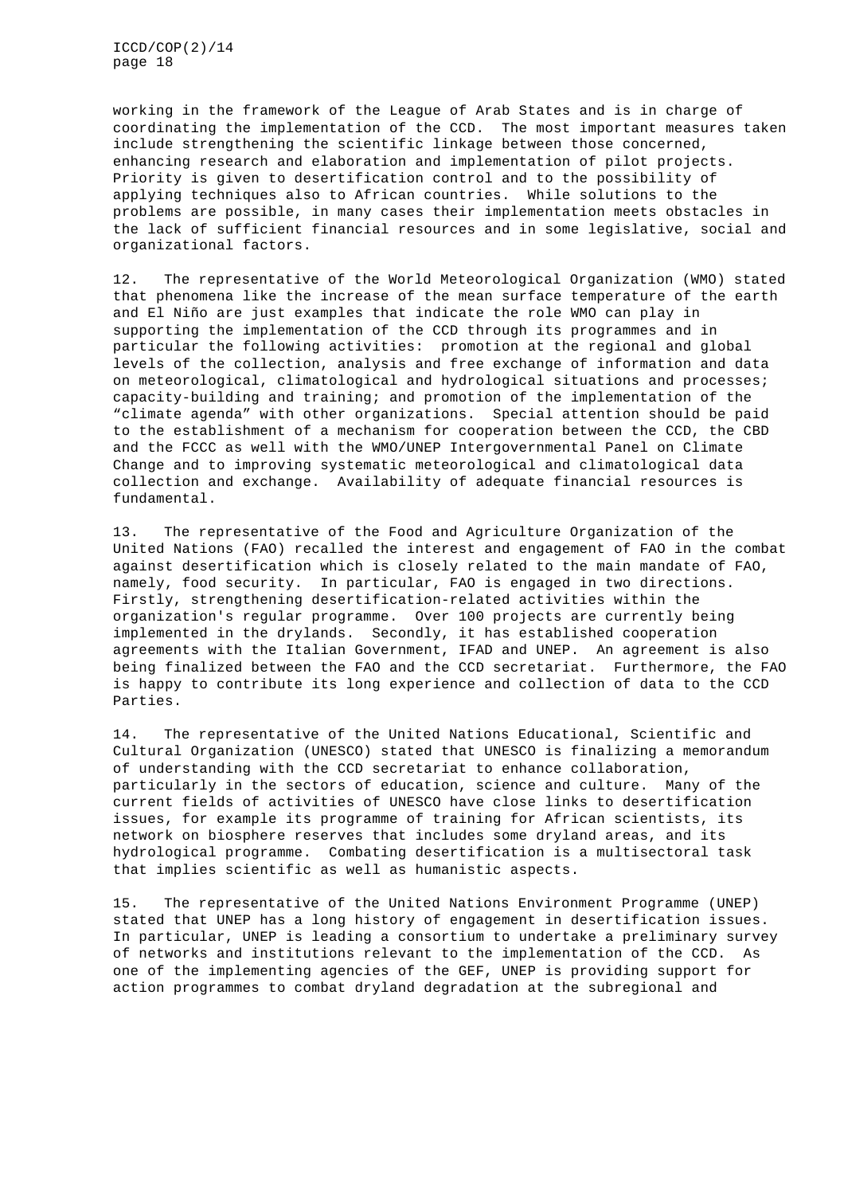working in the framework of the League of Arab States and is in charge of coordinating the implementation of the CCD. The most important measures taken include strengthening the scientific linkage between those concerned, enhancing research and elaboration and implementation of pilot projects. Priority is given to desertification control and to the possibility of applying techniques also to African countries. While solutions to the problems are possible, in many cases their implementation meets obstacles in the lack of sufficient financial resources and in some legislative, social and organizational factors.

12. The representative of the World Meteorological Organization (WMO) stated that phenomena like the increase of the mean surface temperature of the earth and El Niño are just examples that indicate the role WMO can play in supporting the implementation of the CCD through its programmes and in particular the following activities: promotion at the regional and global levels of the collection, analysis and free exchange of information and data on meteorological, climatological and hydrological situations and processes; capacity-building and training; and promotion of the implementation of the "climate agenda" with other organizations. Special attention should be paid to the establishment of a mechanism for cooperation between the CCD, the CBD and the FCCC as well with the WMO/UNEP Intergovernmental Panel on Climate Change and to improving systematic meteorological and climatological data collection and exchange. Availability of adequate financial resources is fundamental.

13. The representative of the Food and Agriculture Organization of the United Nations (FAO) recalled the interest and engagement of FAO in the combat against desertification which is closely related to the main mandate of FAO, namely, food security. In particular, FAO is engaged in two directions. Firstly, strengthening desertification-related activities within the organization's regular programme. Over 100 projects are currently being implemented in the drylands. Secondly, it has established cooperation agreements with the Italian Government, IFAD and UNEP. An agreement is also being finalized between the FAO and the CCD secretariat. Furthermore, the FAO is happy to contribute its long experience and collection of data to the CCD Parties.

14. The representative of the United Nations Educational, Scientific and Cultural Organization (UNESCO) stated that UNESCO is finalizing a memorandum of understanding with the CCD secretariat to enhance collaboration, particularly in the sectors of education, science and culture. Many of the current fields of activities of UNESCO have close links to desertification issues, for example its programme of training for African scientists, its network on biosphere reserves that includes some dryland areas, and its hydrological programme. Combating desertification is a multisectoral task that implies scientific as well as humanistic aspects.

15. The representative of the United Nations Environment Programme (UNEP) stated that UNEP has a long history of engagement in desertification issues. In particular, UNEP is leading a consortium to undertake a preliminary survey of networks and institutions relevant to the implementation of the CCD. As one of the implementing agencies of the GEF, UNEP is providing support for action programmes to combat dryland degradation at the subregional and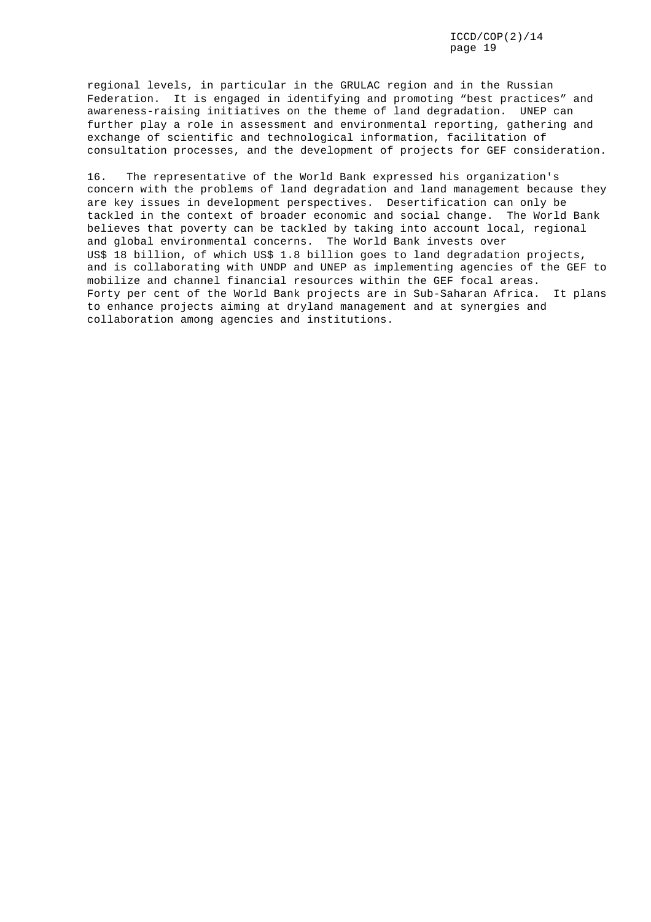regional levels, in particular in the GRULAC region and in the Russian Federation. It is engaged in identifying and promoting "best practices" and awareness-raising initiatives on the theme of land degradation. UNEP can further play a role in assessment and environmental reporting, gathering and exchange of scientific and technological information, facilitation of consultation processes, and the development of projects for GEF consideration.

16. The representative of the World Bank expressed his organization's concern with the problems of land degradation and land management because they are key issues in development perspectives. Desertification can only be tackled in the context of broader economic and social change. The World Bank believes that poverty can be tackled by taking into account local, regional and global environmental concerns. The World Bank invests over US$ 18 billion, of which US$ 1.8 billion goes to land degradation projects, and is collaborating with UNDP and UNEP as implementing agencies of the GEF to mobilize and channel financial resources within the GEF focal areas. Forty per cent of the World Bank projects are in Sub-Saharan Africa. It plans to enhance projects aiming at dryland management and at synergies and collaboration among agencies and institutions.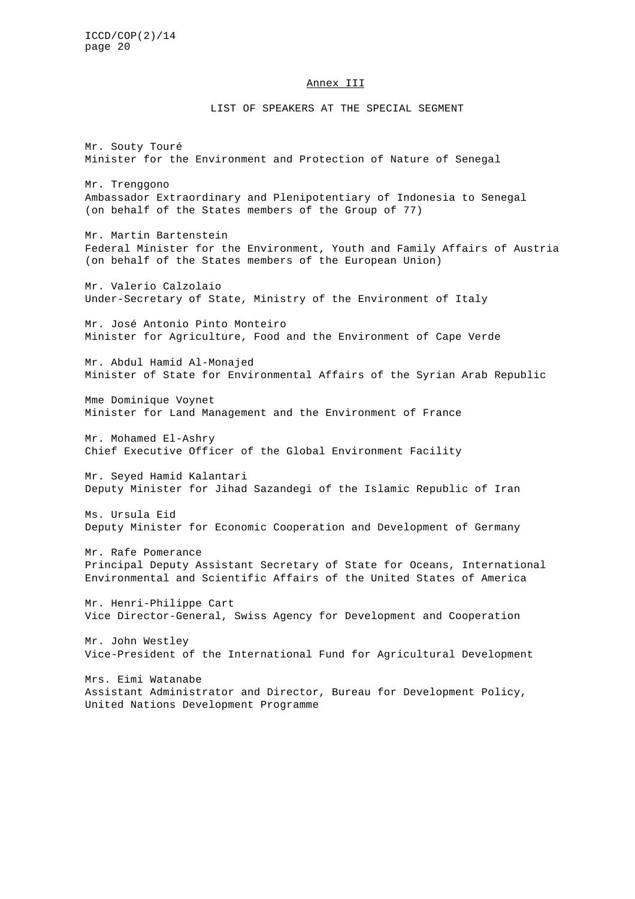## Annex III

### LIST OF SPEAKERS AT THE SPECIAL SEGMENT

Mr. Souty Touré
Minister for the Environment and Protection of Nature of Senegal

Mr. Trenggono
Ambassador Extraordinary and Plenipotentiary of Indonesia to Senegal
(on behalf of the States members of the Group of 77)

Mr. Martin Bartenstein
Federal Minister for the Environment, Youth and Family Affairs of Austria
(on behalf of the States members of the European Union)

Mr. Valerio Calzolaio
Under-Secretary of State, Ministry of the Environment of Italy

Mr. José Antonio Pinto Monteiro
Minister for Agriculture, Food and the Environment of Cape Verde

Mr. Abdul Hamid Al-Monajed
Minister of State for Environmental Affairs of the Syrian Arab Republic

Mme Dominique Voynet
Minister for Land Management and the Environment of France

Mr. Mohamed El-Ashry
Chief Executive Officer of the Global Environment Facility

Mr. Seyed Hamid Kalantari
Deputy Minister for Jihad Sazandegi of the Islamic Republic of Iran

Ms. Ursula Eid
Deputy Minister for Economic Cooperation and Development of Germany

Mr. Rafe Pomerance
Principal Deputy Assistant Secretary of State for Oceans, International Environmental and Scientific Affairs of the United States of America

Mr. Henri-Philippe Cart
Vice Director-General, Swiss Agency for Development and Cooperation

Mr. John Westley
Vice-President of the International Fund for Agricultural Development

Mrs. Eimi Watanabe
Assistant Administrator and Director, Bureau for Development Policy, United Nations Development Programme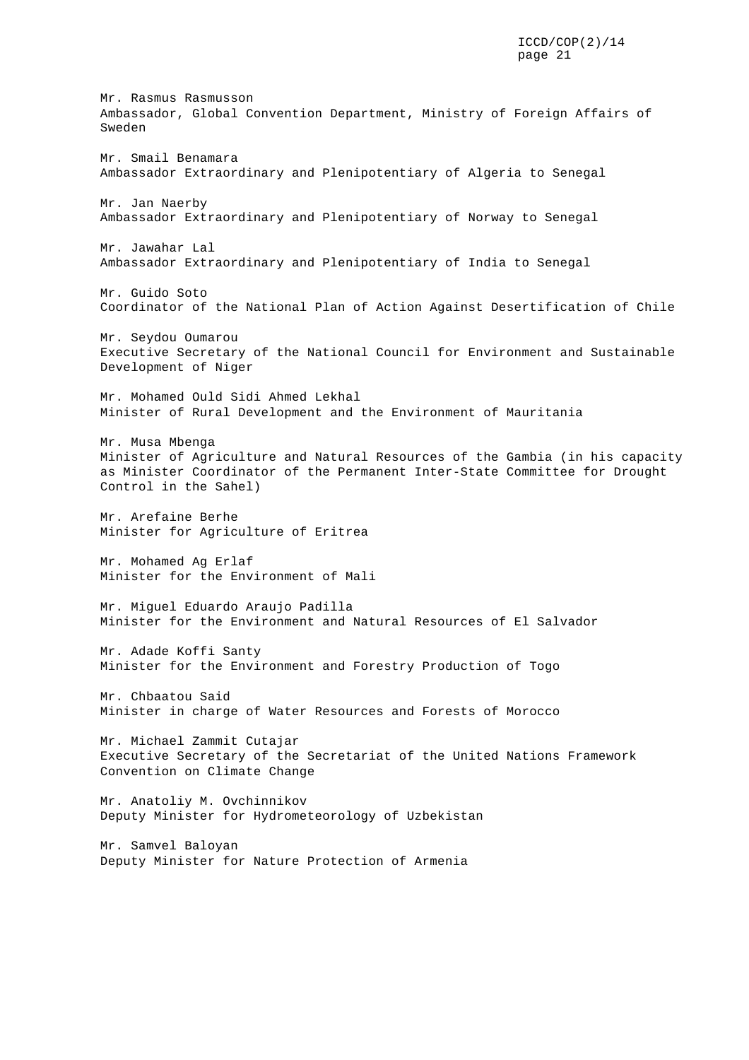Mr. Rasmus Rasmusson
Ambassador, Global Convention Department, Ministry of Foreign Affairs of Sweden

Mr. Smail Benamara
Ambassador Extraordinary and Plenipotentiary of Algeria to Senegal

Mr. Jan Naerby
Ambassador Extraordinary and Plenipotentiary of Norway to Senegal

Mr. Jawahar Lal
Ambassador Extraordinary and Plenipotentiary of India to Senegal

Mr. Guido Soto
Coordinator of the National Plan of Action Against Desertification of Chile

Mr. Seydou Oumarou
Executive Secretary of the National Council for Environment and Sustainable Development of Niger

Mr. Mohamed Ould Sidi Ahmed Lekhal
Minister of Rural Development and the Environment of Mauritania

Mr. Musa Mbenga
Minister of Agriculture and Natural Resources of the Gambia (in his capacity as Minister Coordinator of the Permanent Inter-State Committee for Drought Control in the Sahel)

Mr. Arefaine Berhe
Minister for Agriculture of Eritrea

Mr. Mohamed Ag Erlaf
Minister for the Environment of Mali

Mr. Miguel Eduardo Araujo Padilla
Minister for the Environment and Natural Resources of El Salvador

Mr. Adade Koffi Santy
Minister for the Environment and Forestry Production of Togo

Mr. Chbaatou Said
Minister in charge of Water Resources and Forests of Morocco

Mr. Michael Zammit Cutajar
Executive Secretary of the Secretariat of the United Nations Framework Convention on Climate Change

Mr. Anatoliy M. Ovchinnikov
Deputy Minister for Hydrometeorology of Uzbekistan

Mr. Samvel Baloyan
Deputy Minister for Nature Protection of Armenia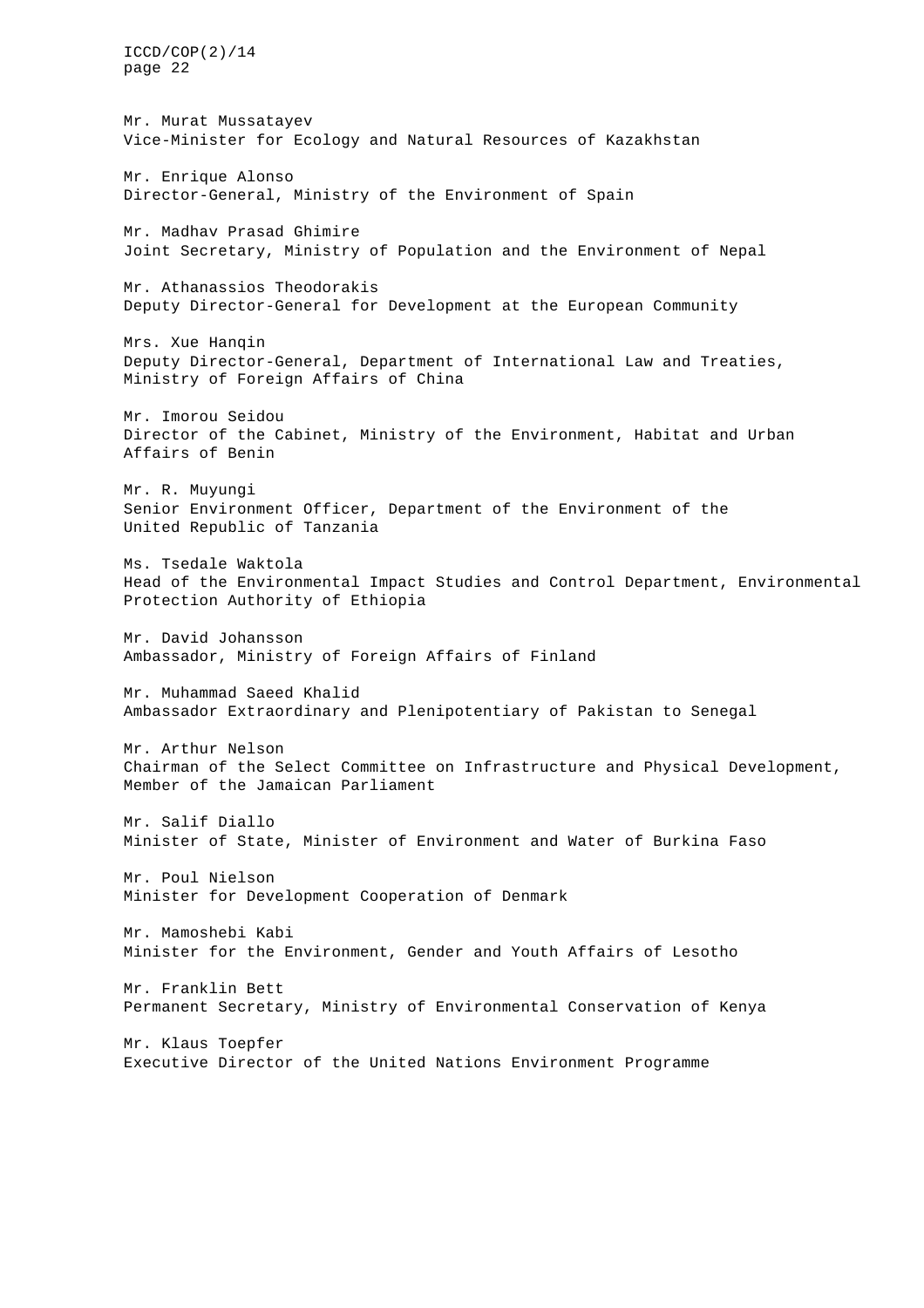Mr. Murat Mussatayev
Vice-Minister for Ecology and Natural Resources of Kazakhstan

Mr. Enrique Alonso
Director-General, Ministry of the Environment of Spain

Mr. Madhav Prasad Ghimire
Joint Secretary, Ministry of Population and the Environment of Nepal

Mr. Athanassios Theodorakis
Deputy Director-General for Development at the European Community

Mrs. Xue Hanqin
Deputy Director-General, Department of International Law and Treaties, Ministry of Foreign Affairs of China

Mr. Imorou Seidou
Director of the Cabinet, Ministry of the Environment, Habitat and Urban Affairs of Benin

Mr. R. Muyungi
Senior Environment Officer, Department of the Environment of the United Republic of Tanzania

Ms. Tsedale Waktola
Head of the Environmental Impact Studies and Control Department, Environmental Protection Authority of Ethiopia

Mr. David Johansson
Ambassador, Ministry of Foreign Affairs of Finland

Mr. Muhammad Saeed Khalid
Ambassador Extraordinary and Plenipotentiary of Pakistan to Senegal

Mr. Arthur Nelson
Chairman of the Select Committee on Infrastructure and Physical Development, Member of the Jamaican Parliament

Mr. Salif Diallo
Minister of State, Minister of Environment and Water of Burkina Faso

Mr. Poul Nielson
Minister for Development Cooperation of Denmark

Mr. Mamoshebi Kabi
Minister for the Environment, Gender and Youth Affairs of Lesotho

Mr. Franklin Bett
Permanent Secretary, Ministry of Environmental Conservation of Kenya

Mr. Klaus Toepfer
Executive Director of the United Nations Environment Programme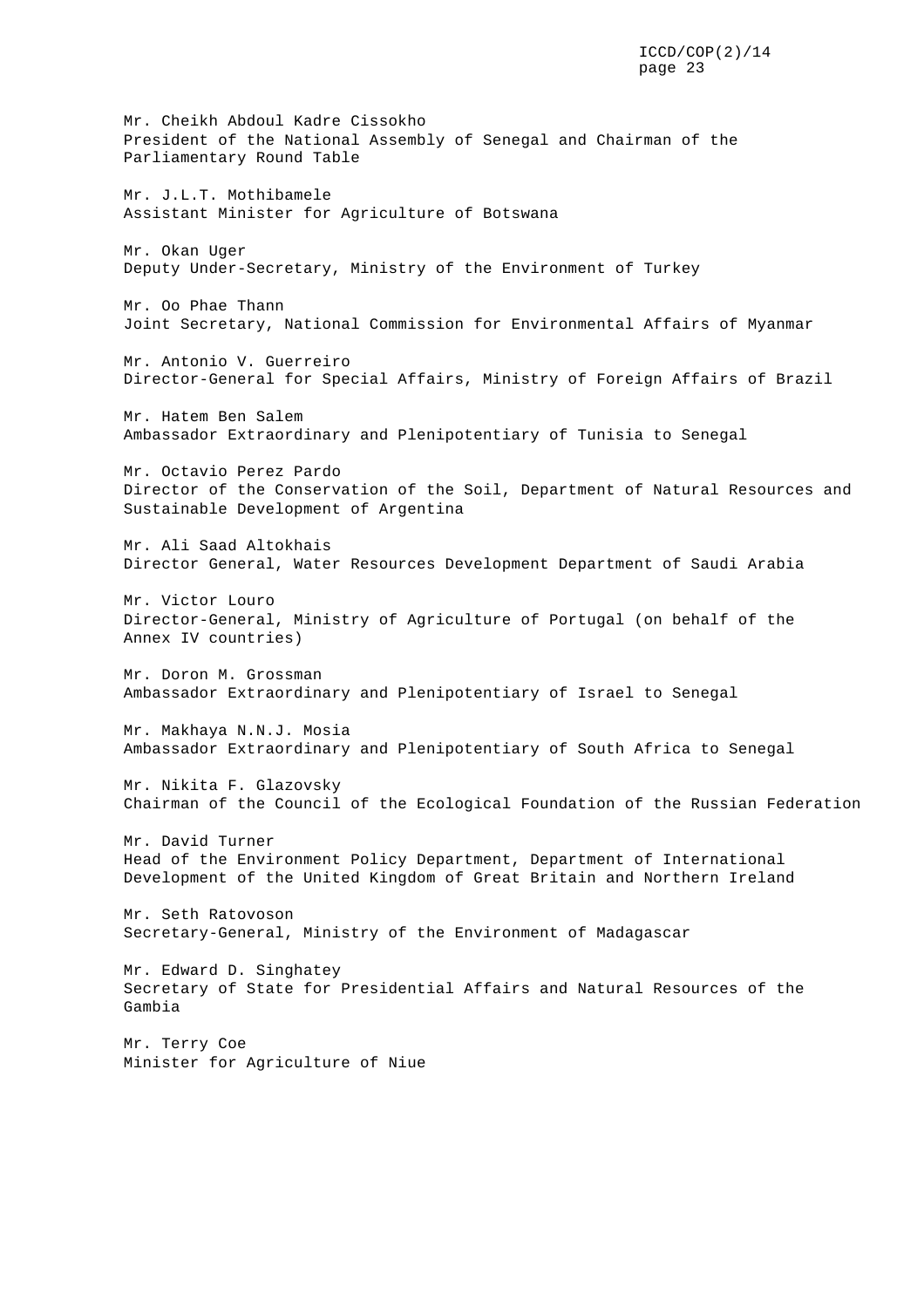Mr. Cheikh Abdoul Kadre Cissokho
President of the National Assembly of Senegal and Chairman of the Parliamentary Round Table

Mr. J.L.T. Mothibamele
Assistant Minister for Agriculture of Botswana

Mr. Okan Uger
Deputy Under-Secretary, Ministry of the Environment of Turkey

Mr. Oo Phae Thann
Joint Secretary, National Commission for Environmental Affairs of Myanmar

Mr. Antonio V. Guerreiro
Director-General for Special Affairs, Ministry of Foreign Affairs of Brazil

Mr. Hatem Ben Salem
Ambassador Extraordinary and Plenipotentiary of Tunisia to Senegal

Mr. Octavio Perez Pardo
Director of the Conservation of the Soil, Department of Natural Resources and Sustainable Development of Argentina

Mr. Ali Saad Altokhais
Director General, Water Resources Development Department of Saudi Arabia

Mr. Victor Louro
Director-General, Ministry of Agriculture of Portugal (on behalf of the Annex IV countries)

Mr. Doron M. Grossman
Ambassador Extraordinary and Plenipotentiary of Israel to Senegal

Mr. Makhaya N.N.J. Mosia
Ambassador Extraordinary and Plenipotentiary of South Africa to Senegal

Mr. Nikita F. Glazovsky
Chairman of the Council of the Ecological Foundation of the Russian Federation

Mr. David Turner
Head of the Environment Policy Department, Department of International Development of the United Kingdom of Great Britain and Northern Ireland

Mr. Seth Ratovoson
Secretary-General, Ministry of the Environment of Madagascar

Mr. Edward D. Singhatey
Secretary of State for Presidential Affairs and Natural Resources of the Gambia

Mr. Terry Coe
Minister for Agriculture of Niue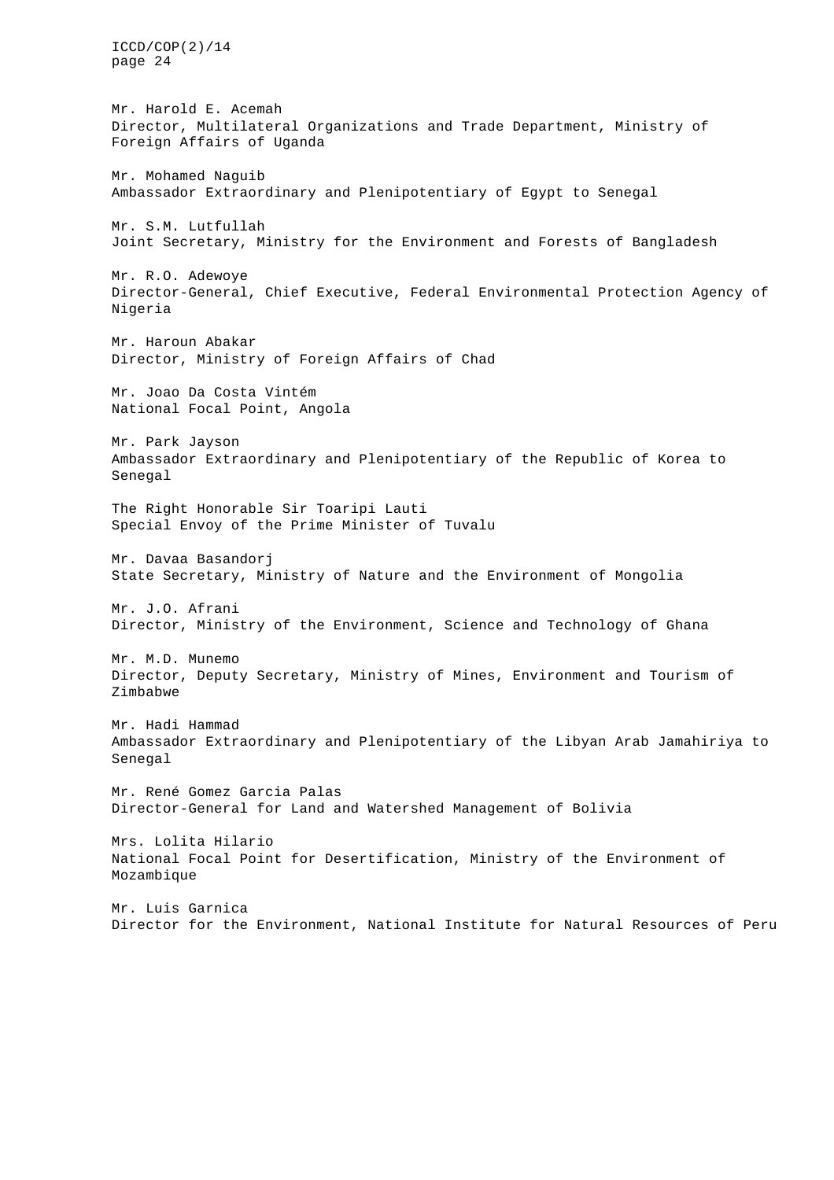Mr. Harold E. Acemah
Director, Multilateral Organizations and Trade Department, Ministry of Foreign Affairs of Uganda

Mr. Mohamed Naguib
Ambassador Extraordinary and Plenipotentiary of Egypt to Senegal

Mr. S.M. Lutfullah
Joint Secretary, Ministry for the Environment and Forests of Bangladesh

Mr. R.O. Adewoye
Director-General, Chief Executive, Federal Environmental Protection Agency of Nigeria

Mr. Haroun Abakar
Director, Ministry of Foreign Affairs of Chad

Mr. Joao Da Costa Vintém
National Focal Point, Angola

Mr. Park Jayson
Ambassador Extraordinary and Plenipotentiary of the Republic of Korea to Senegal

The Right Honorable Sir Toaripi Lauti
Special Envoy of the Prime Minister of Tuvalu

Mr. Davaa Basandorj
State Secretary, Ministry of Nature and the Environment of Mongolia

Mr. J.O. Afrani
Director, Ministry of the Environment, Science and Technology of Ghana

Mr. M.D. Munemo
Director, Deputy Secretary, Ministry of Mines, Environment and Tourism of Zimbabwe

Mr. Hadi Hammad
Ambassador Extraordinary and Plenipotentiary of the Libyan Arab Jamahiriya to Senegal

Mr. René Gomez Garcia Palas
Director-General for Land and Watershed Management of Bolivia

Mrs. Lolita Hilario
National Focal Point for Desertification, Ministry of the Environment of Mozambique

Mr. Luis Garnica
Director for the Environment, National Institute for Natural Resources of Peru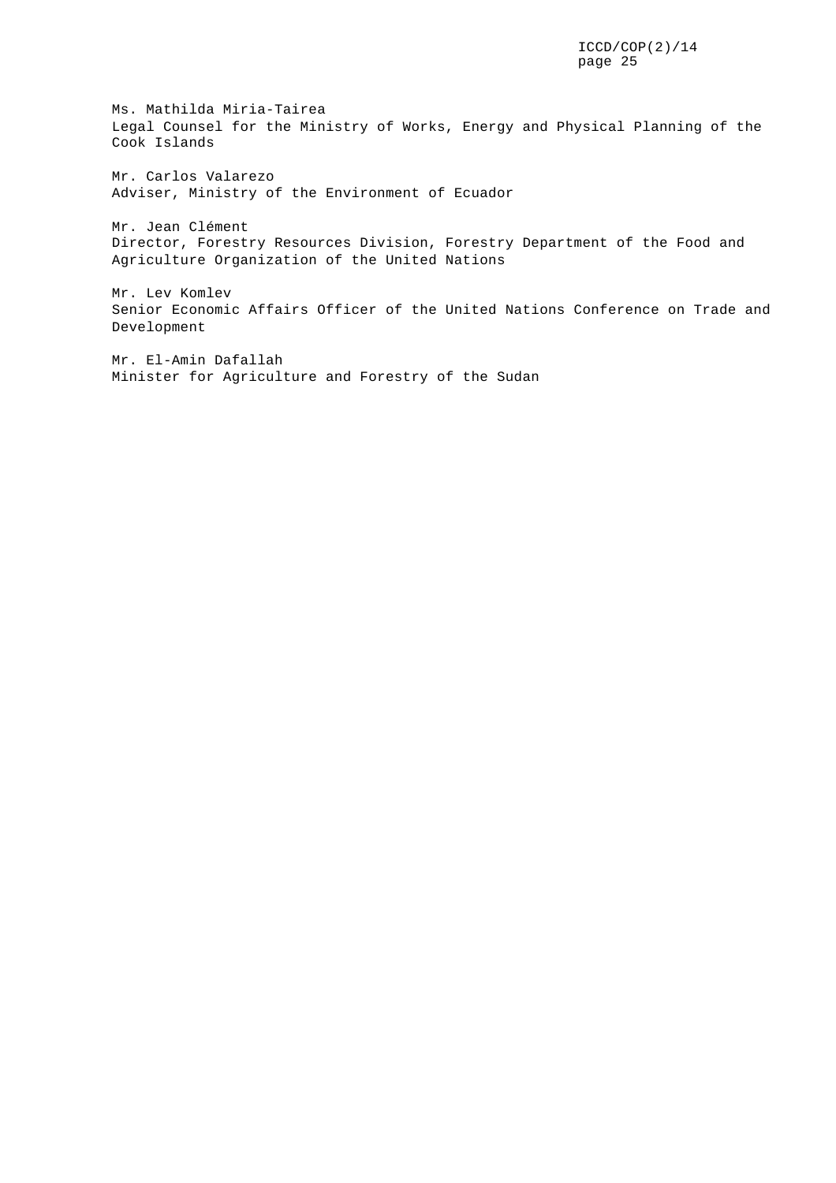Ms. Mathilda Miria-Tairea
Legal Counsel for the Ministry of Works, Energy and Physical Planning of the Cook Islands

Mr. Carlos Valarezo
Adviser, Ministry of the Environment of Ecuador

Mr. Jean Clément
Director, Forestry Resources Division, Forestry Department of the Food and Agriculture Organization of the United Nations

Mr. Lev Komlev
Senior Economic Affairs Officer of the United Nations Conference on Trade and Development

Mr. El-Amin Dafallah
Minister for Agriculture and Forestry of the Sudan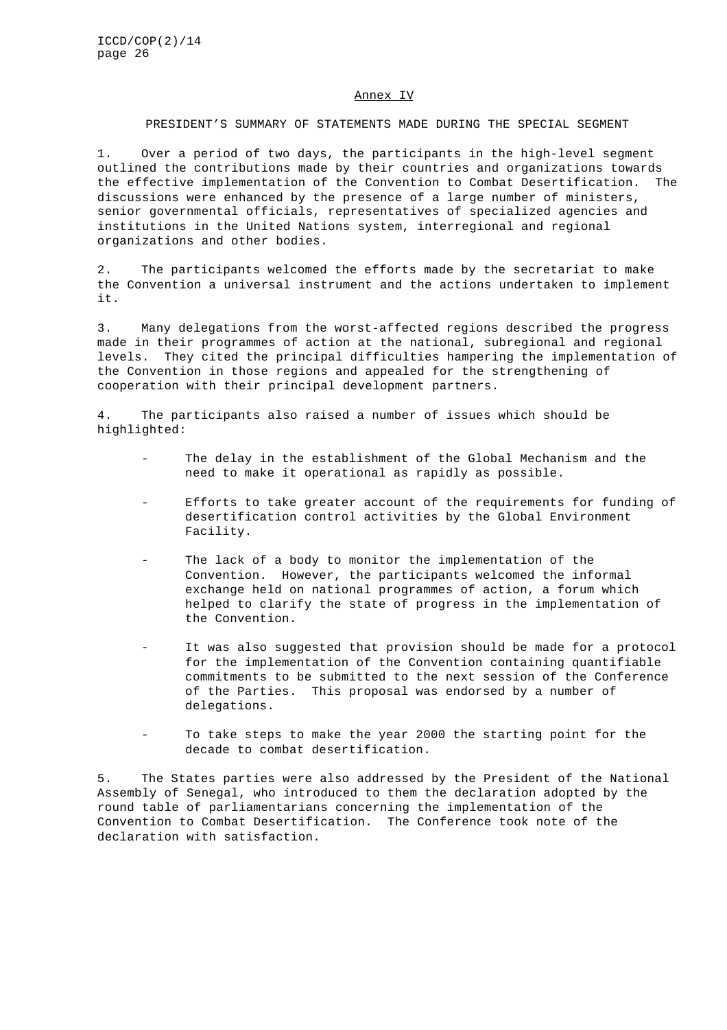## Annex IV

### PRESIDENT'S SUMMARY OF STATEMENTS MADE DURING THE SPECIAL SEGMENT

1. Over a period of two days, the participants in the high-level segment outlined the contributions made by their countries and organizations towards the effective implementation of the Convention to Combat Desertification. The discussions were enhanced by the presence of a large number of ministers, senior governmental officials, representatives of specialized agencies and institutions in the United Nations system, interregional and regional organizations and other bodies.

2. The participants welcomed the efforts made by the secretariat to make the Convention a universal instrument and the actions undertaken to implement it.

3. Many delegations from the worst-affected regions described the progress made in their programmes of action at the national, subregional and regional levels. They cited the principal difficulties hampering the implementation of the Convention in those regions and appealed for the strengthening of cooperation with their principal development partners.

4. The participants also raised a number of issues which should be highlighted:

- The delay in the establishment of the Global Mechanism and the need to make it operational as rapidly as possible.
- Efforts to take greater account of the requirements for funding of desertification control activities by the Global Environment Facility.
- The lack of a body to monitor the implementation of the Convention. However, the participants welcomed the informal exchange held on national programmes of action, a forum which helped to clarify the state of progress in the implementation of the Convention.
- It was also suggested that provision should be made for a protocol for the implementation of the Convention containing quantifiable commitments to be submitted to the next session of the Conference of the Parties. This proposal was endorsed by a number of delegations.
- To take steps to make the year 2000 the starting point for the decade to combat desertification.

5. The States parties were also addressed by the President of the National Assembly of Senegal, who introduced to them the declaration adopted by the round table of parliamentarians concerning the implementation of the Convention to Combat Desertification. The Conference took note of the declaration with satisfaction.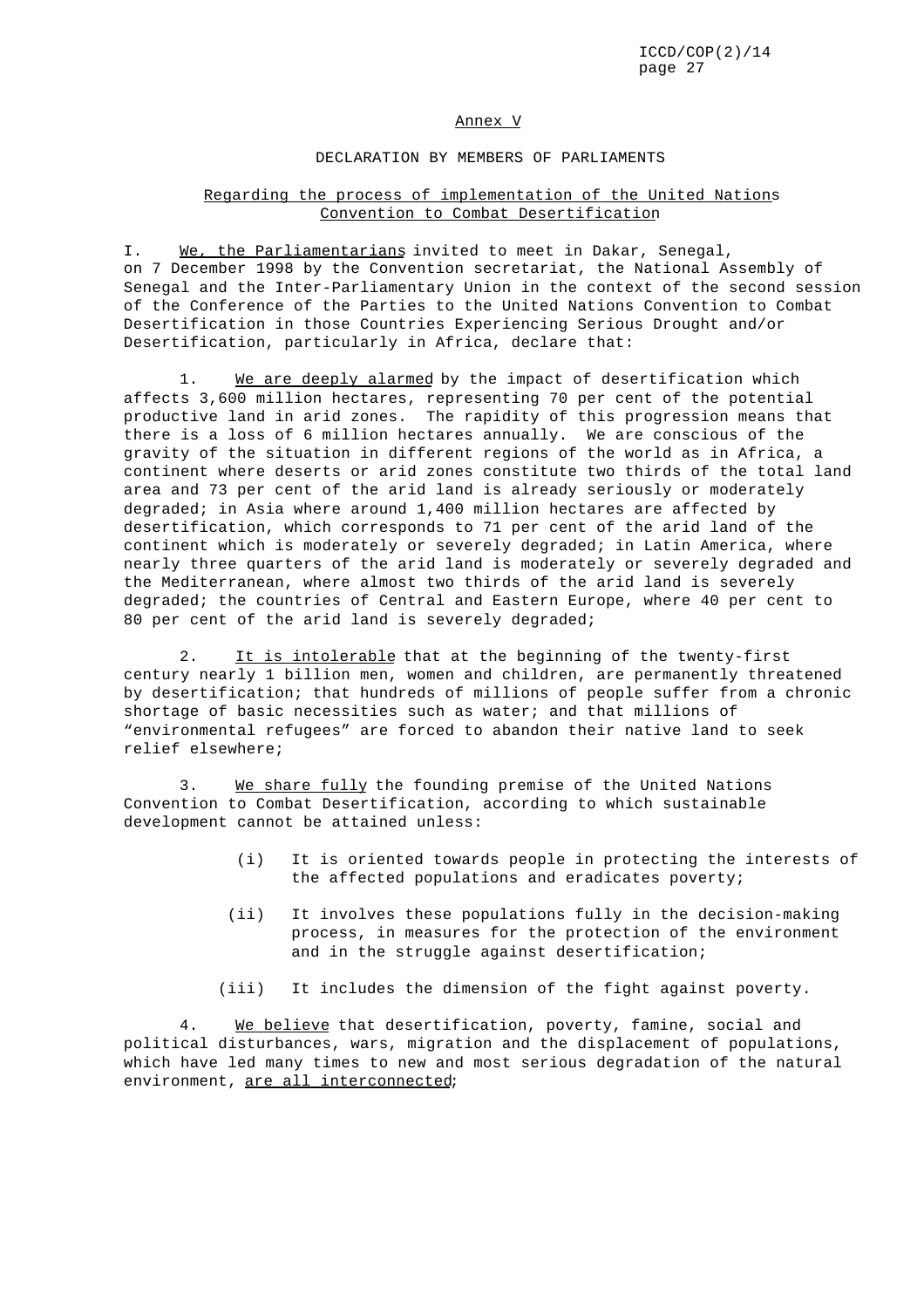## Annex V

### DECLARATION BY MEMBERS OF PARLIAMENTS

### Regarding the process of implementation of the United Nations Convention to Combat Desertification

I. We, the Parliamentarians invited to meet in Dakar, Senegal, on 7 December 1998 by the Convention secretariat, the National Assembly of Senegal and the Inter-Parliamentary Union in the context of the second session of the Conference of the Parties to the United Nations Convention to Combat Desertification in those Countries Experiencing Serious Drought and/or Desertification, particularly in Africa, declare that:

1. We are deeply alarmed by the impact of desertification which affects 3,600 million hectares, representing 70 per cent of the potential productive land in arid zones. The rapidity of this progression means that there is a loss of 6 million hectares annually. We are conscious of the gravity of the situation in different regions of the world as in Africa, a continent where deserts or arid zones constitute two thirds of the total land area and 73 per cent of the arid land is already seriously or moderately degraded; in Asia where around 1,400 million hectares are affected by desertification, which corresponds to 71 per cent of the arid land of the continent which is moderately or severely degraded; in Latin America, where nearly three quarters of the arid land is moderately or severely degraded and the Mediterranean, where almost two thirds of the arid land is severely degraded; the countries of Central and Eastern Europe, where 40 per cent to 80 per cent of the arid land is severely degraded;

2. It is intolerable that at the beginning of the twenty-first century nearly 1 billion men, women and children, are permanently threatened by desertification; that hundreds of millions of people suffer from a chronic shortage of basic necessities such as water; and that millions of "environmental refugees" are forced to abandon their native land to seek relief elsewhere;

3. We share fully the founding premise of the United Nations Convention to Combat Desertification, according to which sustainable development cannot be attained unless:

(i) It is oriented towards people in protecting the interests of the affected populations and eradicates poverty;

(ii) It involves these populations fully in the decision-making process, in measures for the protection of the environment and in the struggle against desertification;

(iii) It includes the dimension of the fight against poverty.

4. We believe that desertification, poverty, famine, social and political disturbances, wars, migration and the displacement of populations, which have led many times to new and most serious degradation of the natural environment, are all interconnected;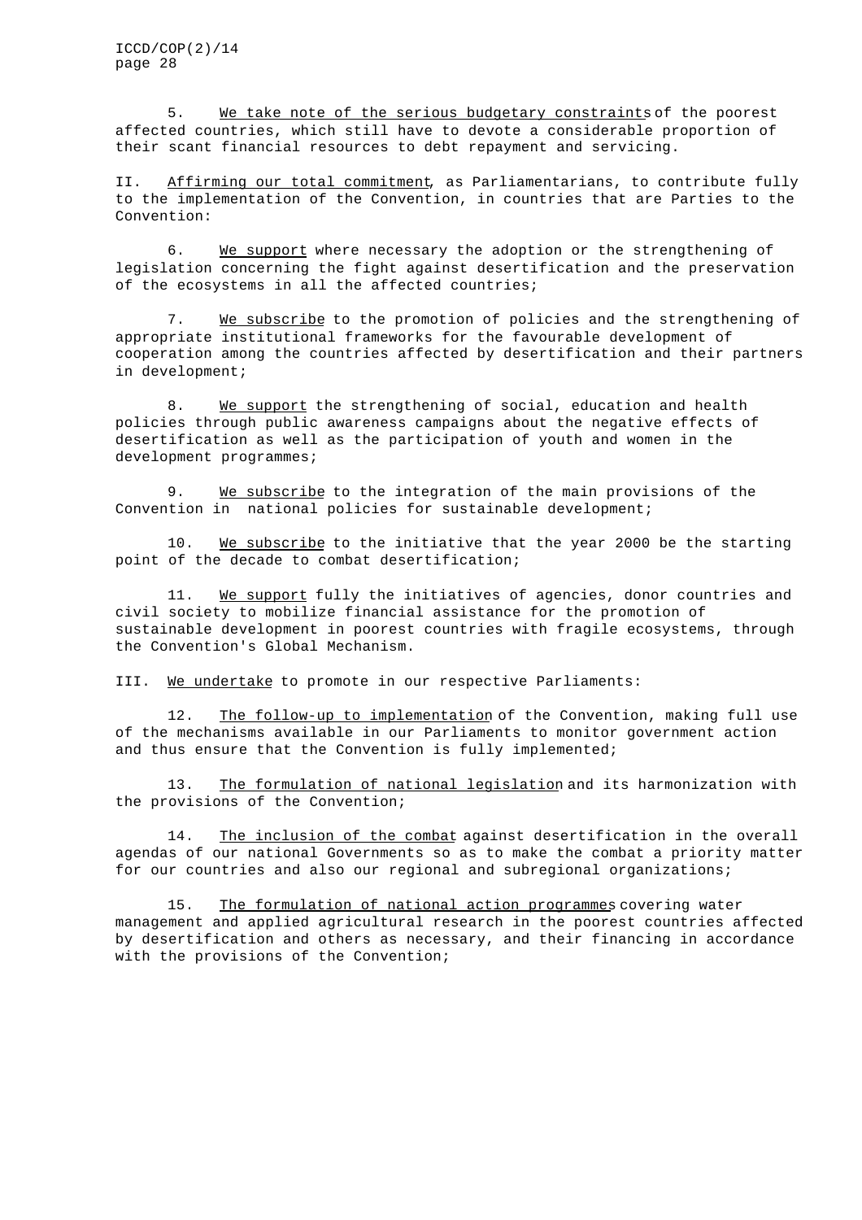5. We take note of the serious budgetary constraints of the poorest affected countries, which still have to devote a considerable proportion of their scant financial resources to debt repayment and servicing.

II. Affirming our total commitment, as Parliamentarians, to contribute fully to the implementation of the Convention, in countries that are Parties to the Convention:

6. We support where necessary the adoption or the strengthening of legislation concerning the fight against desertification and the preservation of the ecosystems in all the affected countries;

7. We subscribe to the promotion of policies and the strengthening of appropriate institutional frameworks for the favourable development of cooperation among the countries affected by desertification and their partners in development;

8. We support the strengthening of social, education and health policies through public awareness campaigns about the negative effects of desertification as well as the participation of youth and women in the development programmes;

9. We subscribe to the integration of the main provisions of the Convention in national policies for sustainable development;

10. We subscribe to the initiative that the year 2000 be the starting point of the decade to combat desertification;

11. We support fully the initiatives of agencies, donor countries and civil society to mobilize financial assistance for the promotion of sustainable development in poorest countries with fragile ecosystems, through the Convention's Global Mechanism.

III. We undertake to promote in our respective Parliaments:

12. The follow-up to implementation of the Convention, making full use of the mechanisms available in our Parliaments to monitor government action and thus ensure that the Convention is fully implemented;

13. The formulation of national legislation and its harmonization with the provisions of the Convention;

14. The inclusion of the combat against desertification in the overall agendas of our national Governments so as to make the combat a priority matter for our countries and also our regional and subregional organizations;

15. The formulation of national action programmes covering water management and applied agricultural research in the poorest countries affected by desertification and others as necessary, and their financing in accordance with the provisions of the Convention;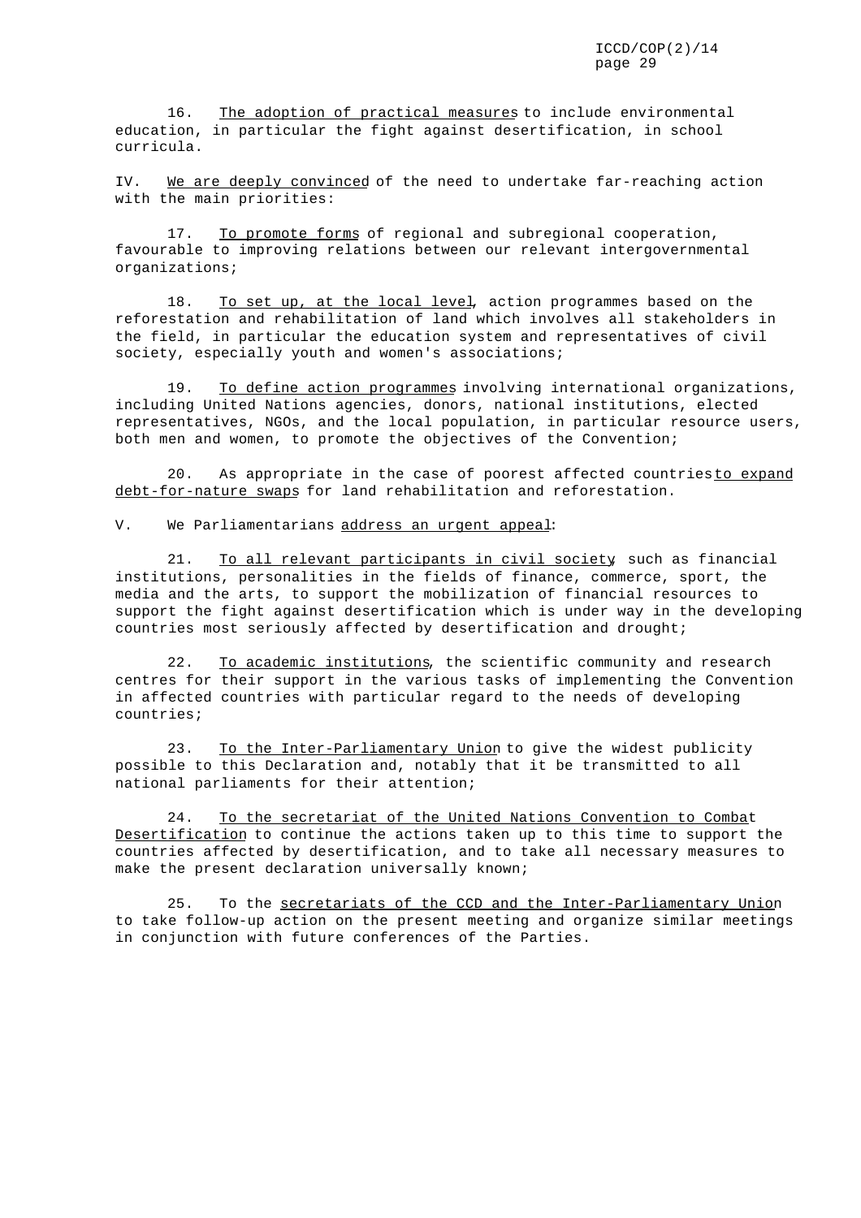16. _The adoption of practical measures_ to include environmental education, in particular the fight against desertification, in school curricula.

IV. _We are deeply convinced_ of the need to undertake far-reaching action with the main priorities:

17. _To promote forms_ of regional and subregional cooperation, favourable to improving relations between our relevant intergovernmental organizations;

18. _To set up, at the local level_, action programmes based on the reforestation and rehabilitation of land which involves all stakeholders in the field, in particular the education system and representatives of civil society, especially youth and women's associations;

19. _To define action programmes_ involving international organizations, including United Nations agencies, donors, national institutions, elected representatives, NGOs, and the local population, in particular resource users, both men and women, to promote the objectives of the Convention;

20. As appropriate in the case of poorest affected countries _to expand debt-for-nature swaps_ for land rehabilitation and reforestation.

V. We Parliamentarians _address an urgent appeal_:

21. _To all relevant participants in civil society_, such as financial institutions, personalities in the fields of finance, commerce, sport, the media and the arts, to support the mobilization of financial resources to support the fight against desertification which is under way in the developing countries most seriously affected by desertification and drought;

22. _To academic institutions_, the scientific community and research centres for their support in the various tasks of implementing the Convention in affected countries with particular regard to the needs of developing countries;

23. _To the Inter-Parliamentary Union_ to give the widest publicity possible to this Declaration and, notably that it be transmitted to all national parliaments for their attention;

24. _To the secretariat of the United Nations Convention to Combat Desertification_ to continue the actions taken up to this time to support the countries affected by desertification, and to take all necessary measures to make the present declaration universally known;

25. To the _secretariats of the CCD and the Inter-Parliamentary Union_ to take follow-up action on the present meeting and organize similar meetings in conjunction with future conferences of the Parties.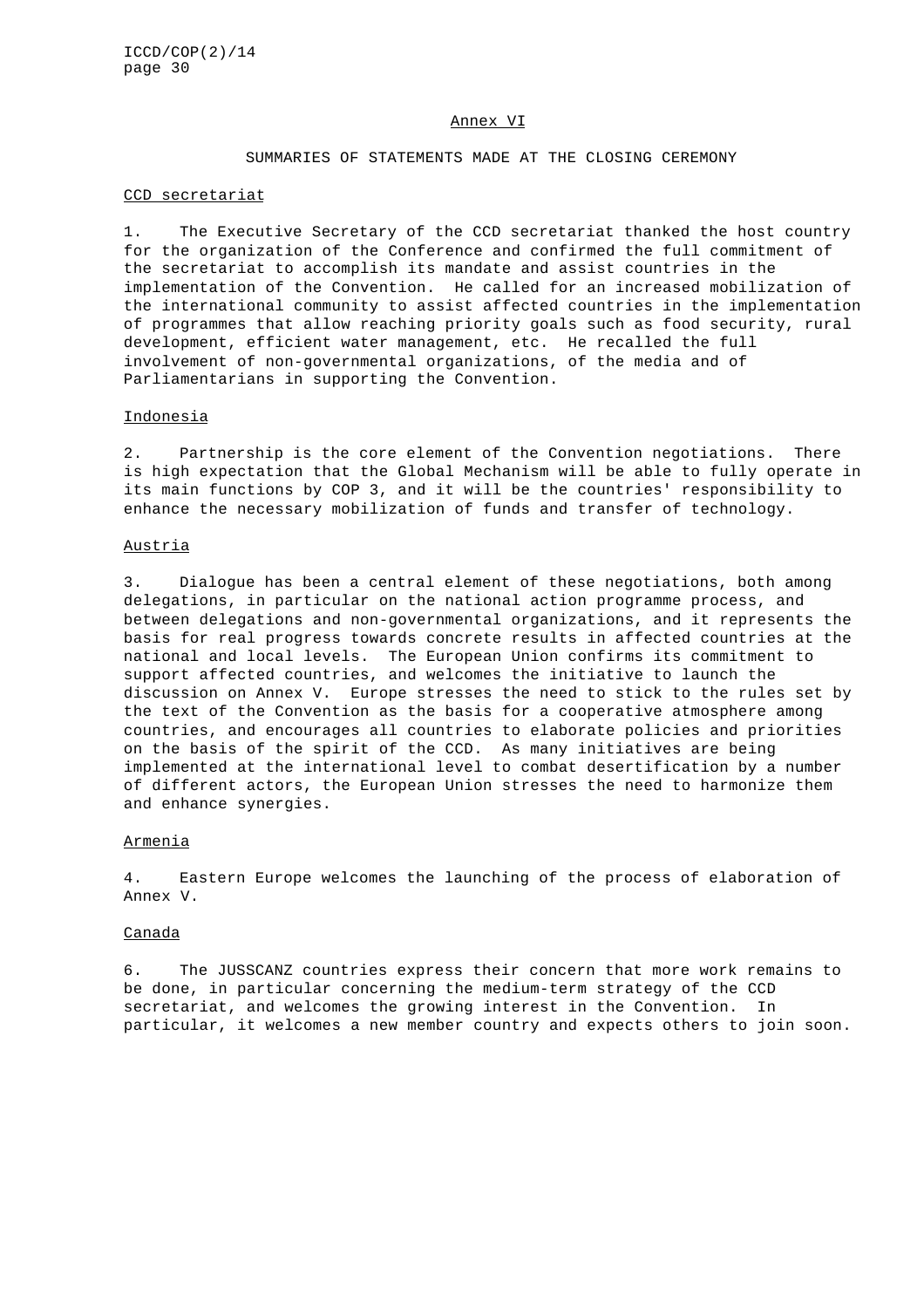## Annex VI

### SUMMARIES OF STATEMENTS MADE AT THE CLOSING CEREMONY

CCD secretariat

1. The Executive Secretary of the CCD secretariat thanked the host country for the organization of the Conference and confirmed the full commitment of the secretariat to accomplish its mandate and assist countries in the implementation of the Convention. He called for an increased mobilization of the international community to assist affected countries in the implementation of programmes that allow reaching priority goals such as food security, rural development, efficient water management, etc. He recalled the full involvement of non-governmental organizations, of the media and of Parliamentarians in supporting the Convention.

Indonesia

2. Partnership is the core element of the Convention negotiations. There is high expectation that the Global Mechanism will be able to fully operate in its main functions by COP 3, and it will be the countries' responsibility to enhance the necessary mobilization of funds and transfer of technology.

Austria

3. Dialogue has been a central element of these negotiations, both among delegations, in particular on the national action programme process, and between delegations and non-governmental organizations, and it represents the basis for real progress towards concrete results in affected countries at the national and local levels. The European Union confirms its commitment to support affected countries, and welcomes the initiative to launch the discussion on Annex V. Europe stresses the need to stick to the rules set by the text of the Convention as the basis for a cooperative atmosphere among countries, and encourages all countries to elaborate policies and priorities on the basis of the spirit of the CCD. As many initiatives are being implemented at the international level to combat desertification by a number of different actors, the European Union stresses the need to harmonize them and enhance synergies.

Armenia

4. Eastern Europe welcomes the launching of the process of elaboration of Annex V.

Canada

6. The JUSSCANZ countries express their concern that more work remains to be done, in particular concerning the medium-term strategy of the CCD secretariat, and welcomes the growing interest in the Convention. In particular, it welcomes a new member country and expects others to join soon.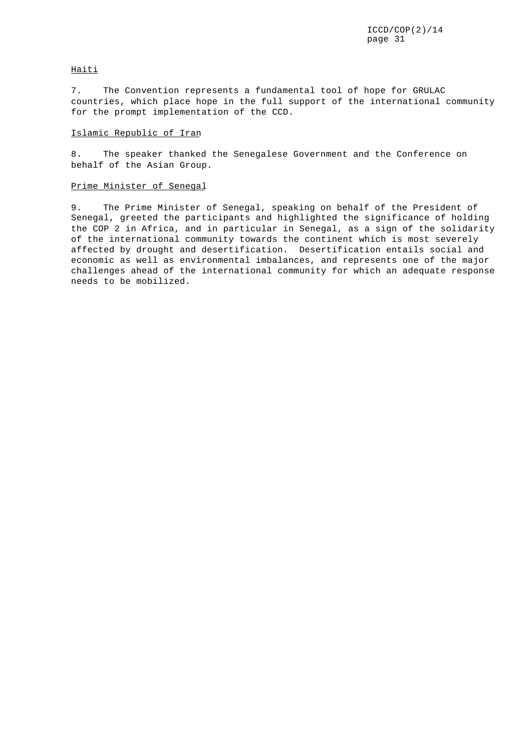Haiti

7. The Convention represents a fundamental tool of hope for GRULAC countries, which place hope in the full support of the international community for the prompt implementation of the CCD.

Islamic Republic of Iran

8. The speaker thanked the Senegalese Government and the Conference on behalf of the Asian Group.

Prime Minister of Senegal

9. The Prime Minister of Senegal, speaking on behalf of the President of Senegal, greeted the participants and highlighted the significance of holding the COP 2 in Africa, and in particular in Senegal, as a sign of the solidarity of the international community towards the continent which is most severely affected by drought and desertification. Desertification entails social and economic as well as environmental imbalances, and represents one of the major challenges ahead of the international community for which an adequate response needs to be mobilized.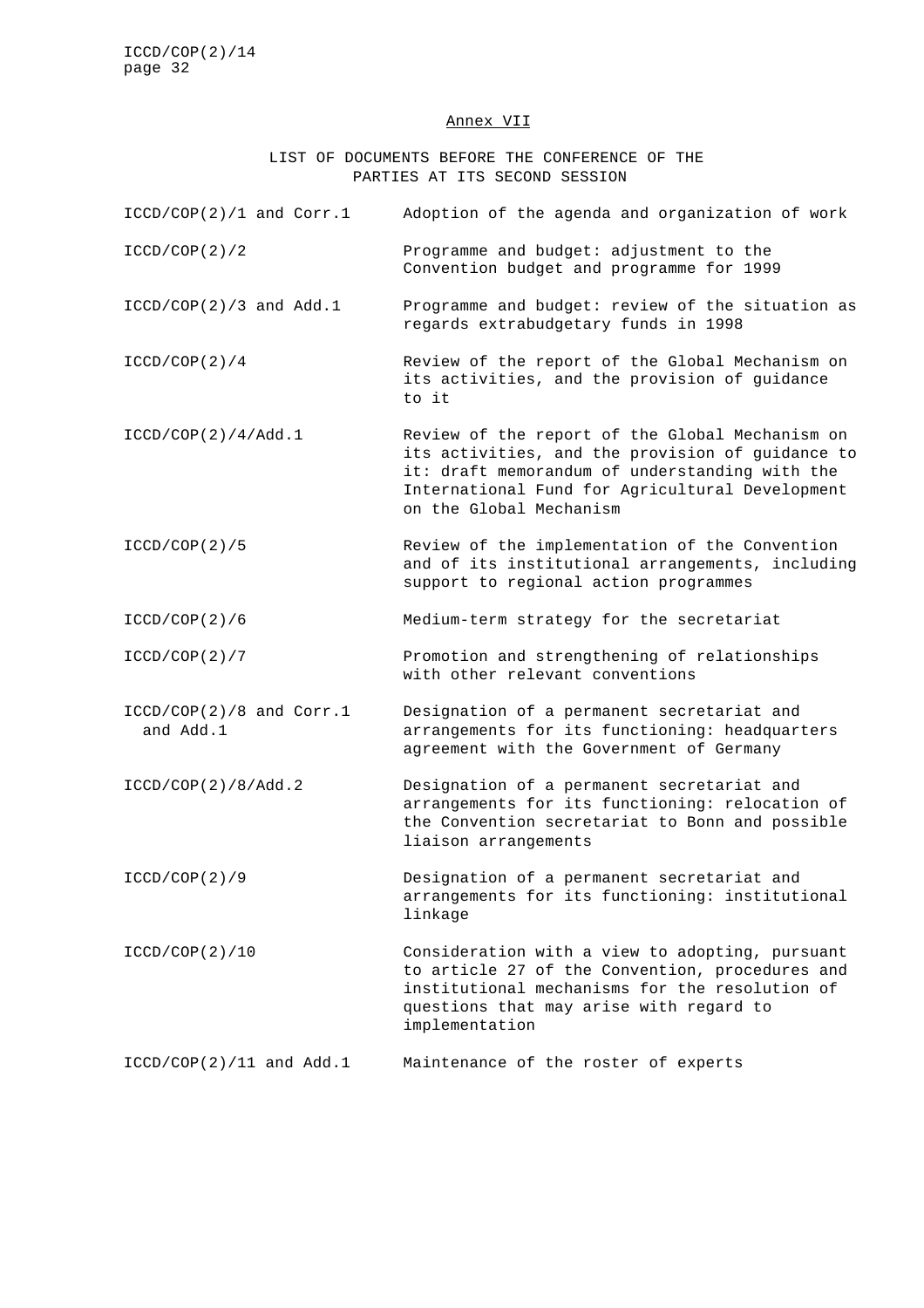## Annex VII

### LIST OF DOCUMENTS BEFORE THE CONFERENCE OF THE PARTIES AT ITS SECOND SESSION

| | |
|---|---|
| ICCD/COP(2)/1 and Corr.1 | Adoption of the agenda and organization of work |
| ICCD/COP(2)/2 | Programme and budget: adjustment to the Convention budget and programme for 1999 |
| ICCD/COP(2)/3 and Add.1 | Programme and budget: review of the situation as regards extrabudgetary funds in 1998 |
| ICCD/COP(2)/4 | Review of the report of the Global Mechanism on its activities, and the provision of guidance to it |
| ICCD/COP(2)/4/Add.1 | Review of the report of the Global Mechanism on its activities, and the provision of guidance to it: draft memorandum of understanding with the International Fund for Agricultural Development on the Global Mechanism |
| ICCD/COP(2)/5 | Review of the implementation of the Convention and of its institutional arrangements, including support to regional action programmes |
| ICCD/COP(2)/6 | Medium-term strategy for the secretariat |
| ICCD/COP(2)/7 | Promotion and strengthening of relationships with other relevant conventions |
| ICCD/COP(2)/8 and Corr.1 and Add.1 | Designation of a permanent secretariat and arrangements for its functioning: headquarters agreement with the Government of Germany |
| ICCD/COP(2)/8/Add.2 | Designation of a permanent secretariat and arrangements for its functioning: relocation of the Convention secretariat to Bonn and possible liaison arrangements |
| ICCD/COP(2)/9 | Designation of a permanent secretariat and arrangements for its functioning: institutional linkage |
| ICCD/COP(2)/10 | Consideration with a view to adopting, pursuant to article 27 of the Convention, procedures and institutional mechanisms for the resolution of questions that may arise with regard to implementation |
| ICCD/COP(2)/11 and Add.1 | Maintenance of the roster of experts |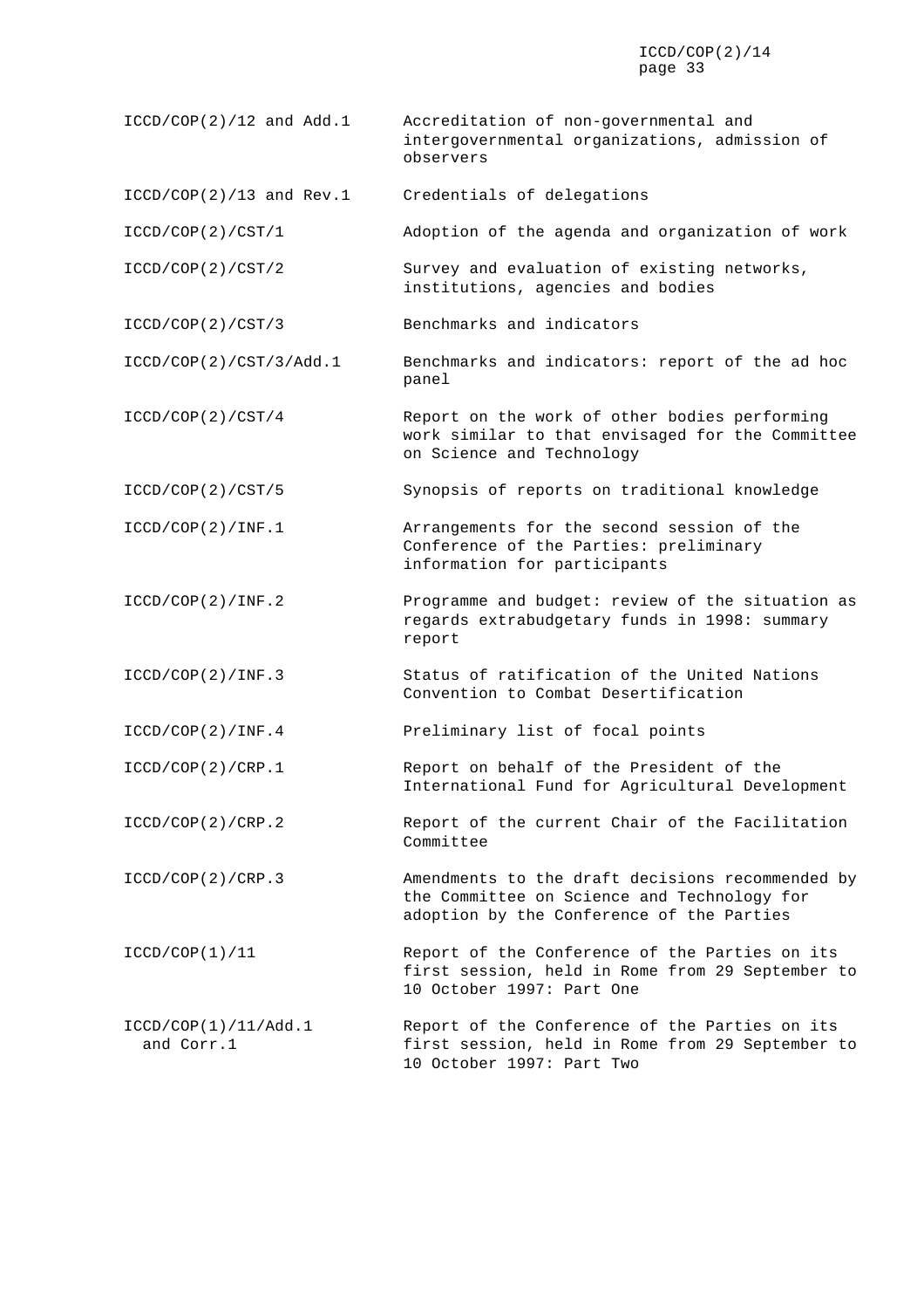| | |
|---|---|
| ICCD/COP(2)/12 and Add.1 | Accreditation of non-governmental and intergovernmental organizations, admission of observers |
| ICCD/COP(2)/13 and Rev.1 | Credentials of delegations |
| ICCD/COP(2)/CST/1 | Adoption of the agenda and organization of work |
| ICCD/COP(2)/CST/2 | Survey and evaluation of existing networks, institutions, agencies and bodies |
| ICCD/COP(2)/CST/3 | Benchmarks and indicators |
| ICCD/COP(2)/CST/3/Add.1 | Benchmarks and indicators: report of the ad hoc panel |
| ICCD/COP(2)/CST/4 | Report on the work of other bodies performing work similar to that envisaged for the Committee on Science and Technology |
| ICCD/COP(2)/CST/5 | Synopsis of reports on traditional knowledge |
| ICCD/COP(2)/INF.1 | Arrangements for the second session of the Conference of the Parties: preliminary information for participants |
| ICCD/COP(2)/INF.2 | Programme and budget: review of the situation as regards extrabudgetary funds in 1998: summary report |
| ICCD/COP(2)/INF.3 | Status of ratification of the United Nations Convention to Combat Desertification |
| ICCD/COP(2)/INF.4 | Preliminary list of focal points |
| ICCD/COP(2)/CRP.1 | Report on behalf of the President of the International Fund for Agricultural Development |
| ICCD/COP(2)/CRP.2 | Report of the current Chair of the Facilitation Committee |
| ICCD/COP(2)/CRP.3 | Amendments to the draft decisions recommended by the Committee on Science and Technology for adoption by the Conference of the Parties |
| ICCD/COP(1)/11 | Report of the Conference of the Parties on its first session, held in Rome from 29 September to 10 October 1997: Part One |
| ICCD/COP(1)/11/Add.1 and Corr.1 | Report of the Conference of the Parties on its first session, held in Rome from 29 September to 10 October 1997: Part Two |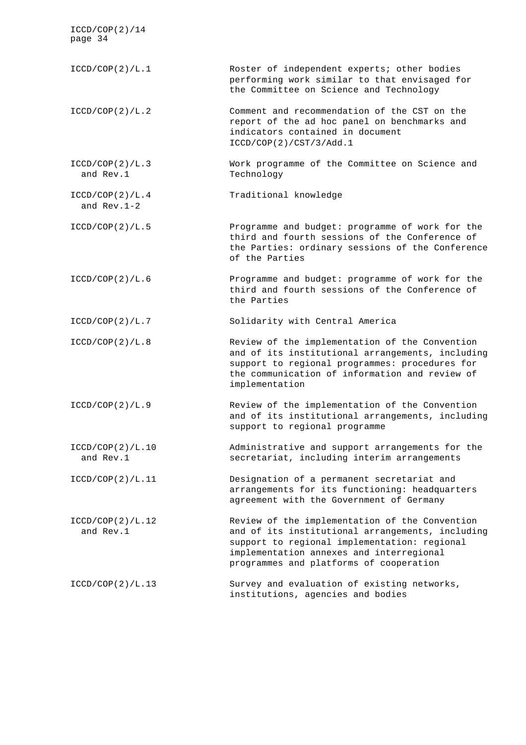| | |
|---|---|
| ICCD/COP(2)/L.1 | Roster of independent experts; other bodies performing work similar to that envisaged for the Committee on Science and Technology |
| ICCD/COP(2)/L.2 | Comment and recommendation of the CST on the report of the ad hoc panel on benchmarks and indicators contained in document ICCD/COP(2)/CST/3/Add.1 |
| ICCD/COP(2)/L.3 and Rev.1 | Work programme of the Committee on Science and Technology |
| ICCD/COP(2)/L.4 and Rev.1-2 | Traditional knowledge |
| ICCD/COP(2)/L.5 | Programme and budget: programme of work for the third and fourth sessions of the Conference of the Parties: ordinary sessions of the Conference of the Parties |
| ICCD/COP(2)/L.6 | Programme and budget: programme of work for the third and fourth sessions of the Conference of the Parties |
| ICCD/COP(2)/L.7 | Solidarity with Central America |
| ICCD/COP(2)/L.8 | Review of the implementation of the Convention and of its institutional arrangements, including support to regional programmes: procedures for the communication of information and review of implementation |
| ICCD/COP(2)/L.9 | Review of the implementation of the Convention and of its institutional arrangements, including support to regional programme |
| ICCD/COP(2)/L.10 and Rev.1 | Administrative and support arrangements for the secretariat, including interim arrangements |
| ICCD/COP(2)/L.11 | Designation of a permanent secretariat and arrangements for its functioning: headquarters agreement with the Government of Germany |
| ICCD/COP(2)/L.12 and Rev.1 | Review of the implementation of the Convention and of its institutional arrangements, including support to regional implementation: regional implementation annexes and interregional programmes and platforms of cooperation |
| ICCD/COP(2)/L.13 | Survey and evaluation of existing networks, institutions, agencies and bodies |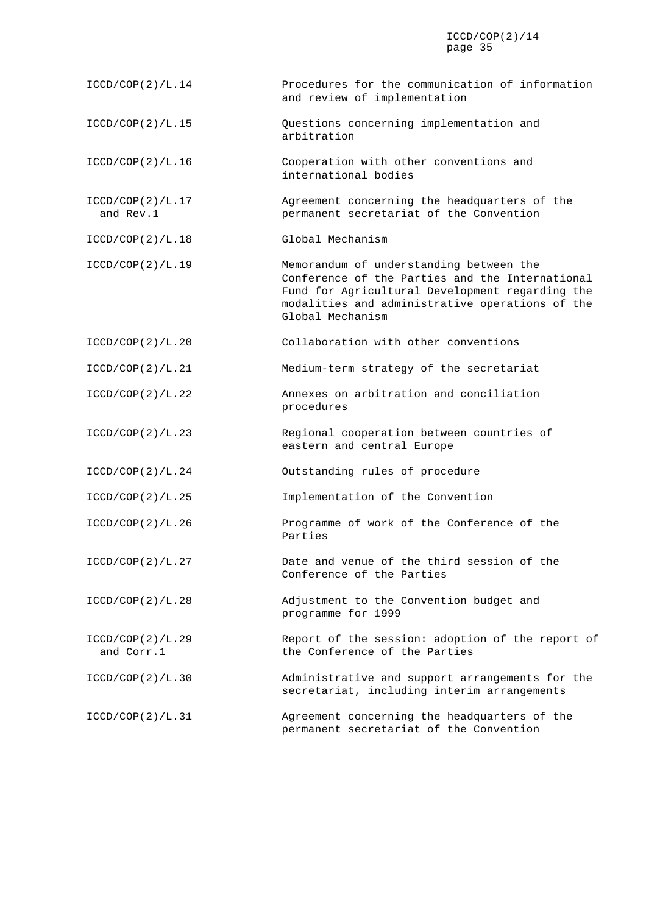| | |
|---|---|
| ICCD/COP(2)/L.14 | Procedures for the communication of information and review of implementation |
| ICCD/COP(2)/L.15 | Questions concerning implementation and arbitration |
| ICCD/COP(2)/L.16 | Cooperation with other conventions and international bodies |
| ICCD/COP(2)/L.17 and Rev.1 | Agreement concerning the headquarters of the permanent secretariat of the Convention |
| ICCD/COP(2)/L.18 | Global Mechanism |
| ICCD/COP(2)/L.19 | Memorandum of understanding between the Conference of the Parties and the International Fund for Agricultural Development regarding the modalities and administrative operations of the Global Mechanism |
| ICCD/COP(2)/L.20 | Collaboration with other conventions |
| ICCD/COP(2)/L.21 | Medium-term strategy of the secretariat |
| ICCD/COP(2)/L.22 | Annexes on arbitration and conciliation procedures |
| ICCD/COP(2)/L.23 | Regional cooperation between countries of eastern and central Europe |
| ICCD/COP(2)/L.24 | Outstanding rules of procedure |
| ICCD/COP(2)/L.25 | Implementation of the Convention |
| ICCD/COP(2)/L.26 | Programme of work of the Conference of the Parties |
| ICCD/COP(2)/L.27 | Date and venue of the third session of the Conference of the Parties |
| ICCD/COP(2)/L.28 | Adjustment to the Convention budget and programme for 1999 |
| ICCD/COP(2)/L.29 and Corr.1 | Report of the session: adoption of the report of the Conference of the Parties |
| ICCD/COP(2)/L.30 | Administrative and support arrangements for the secretariat, including interim arrangements |
| ICCD/COP(2)/L.31 | Agreement concerning the headquarters of the permanent secretariat of the Convention |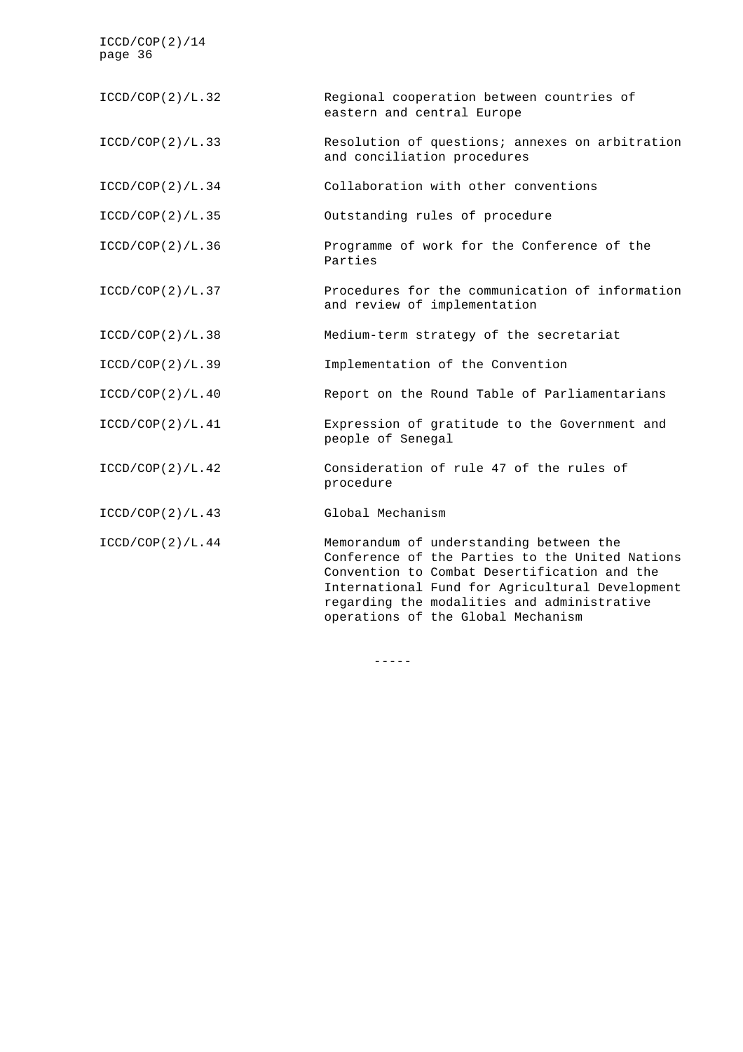| | |
|---|---|
| ICCD/COP(2)/L.32 | Regional cooperation between countries of eastern and central Europe |
| ICCD/COP(2)/L.33 | Resolution of questions; annexes on arbitration and conciliation procedures |
| ICCD/COP(2)/L.34 | Collaboration with other conventions |
| ICCD/COP(2)/L.35 | Outstanding rules of procedure |
| ICCD/COP(2)/L.36 | Programme of work for the Conference of the Parties |
| ICCD/COP(2)/L.37 | Procedures for the communication of information and review of implementation |
| ICCD/COP(2)/L.38 | Medium-term strategy of the secretariat |
| ICCD/COP(2)/L.39 | Implementation of the Convention |
| ICCD/COP(2)/L.40 | Report on the Round Table of Parliamentarians |
| ICCD/COP(2)/L.41 | Expression of gratitude to the Government and people of Senegal |
| ICCD/COP(2)/L.42 | Consideration of rule 47 of the rules of procedure |
| ICCD/COP(2)/L.43 | Global Mechanism |
| ICCD/COP(2)/L.44 | Memorandum of understanding between the Conference of the Parties to the United Nations Convention to Combat Desertification and the International Fund for Agricultural Development regarding the modalities and administrative operations of the Global Mechanism |

-----